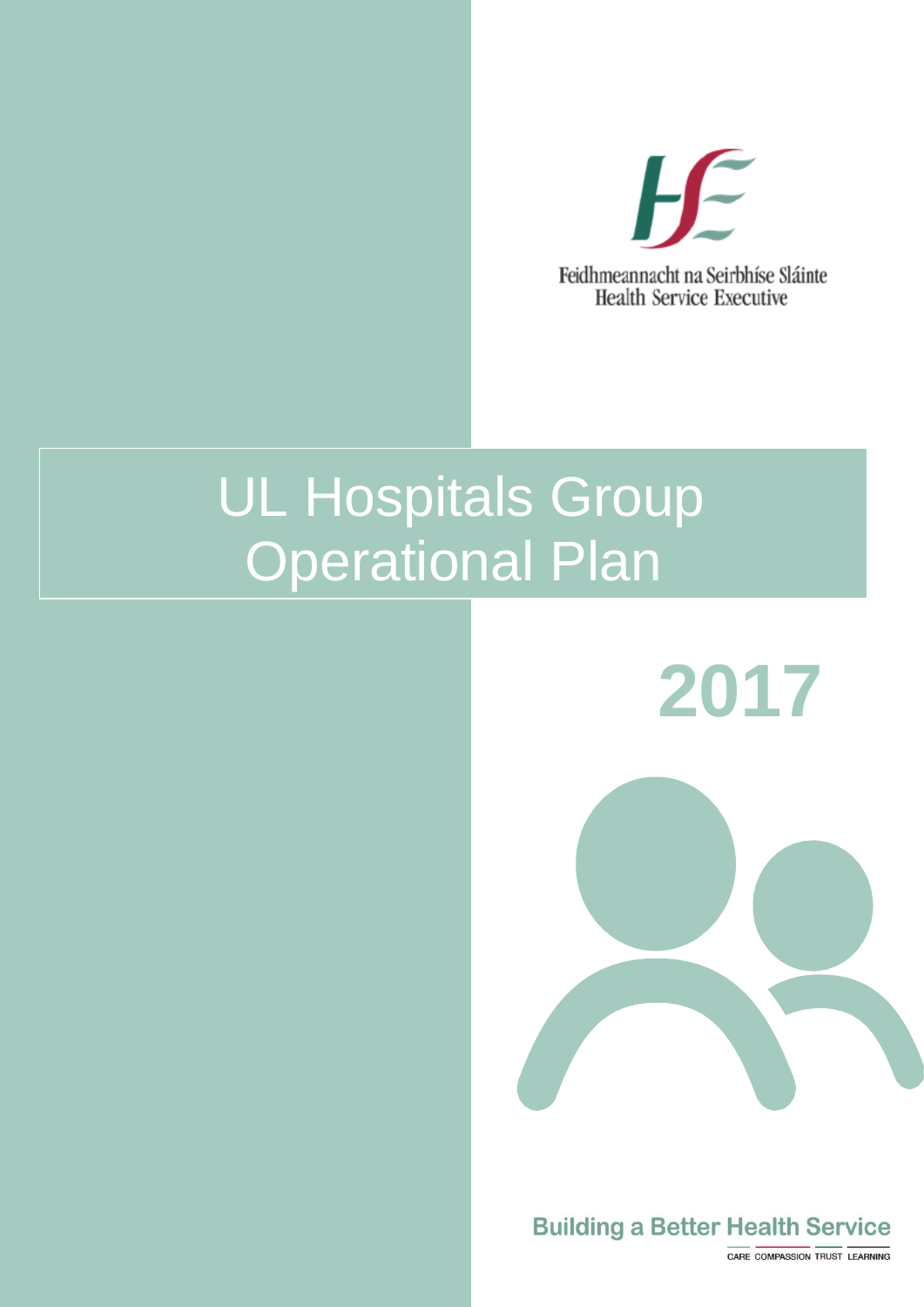Feidhmeannacht na Seirbhíse Sláinte
Health Service Executive

# UL Hospitals Group Operational Plan

# 2017

**Building a Better Health Service**

CARE COMPASSION TRUST LEARNING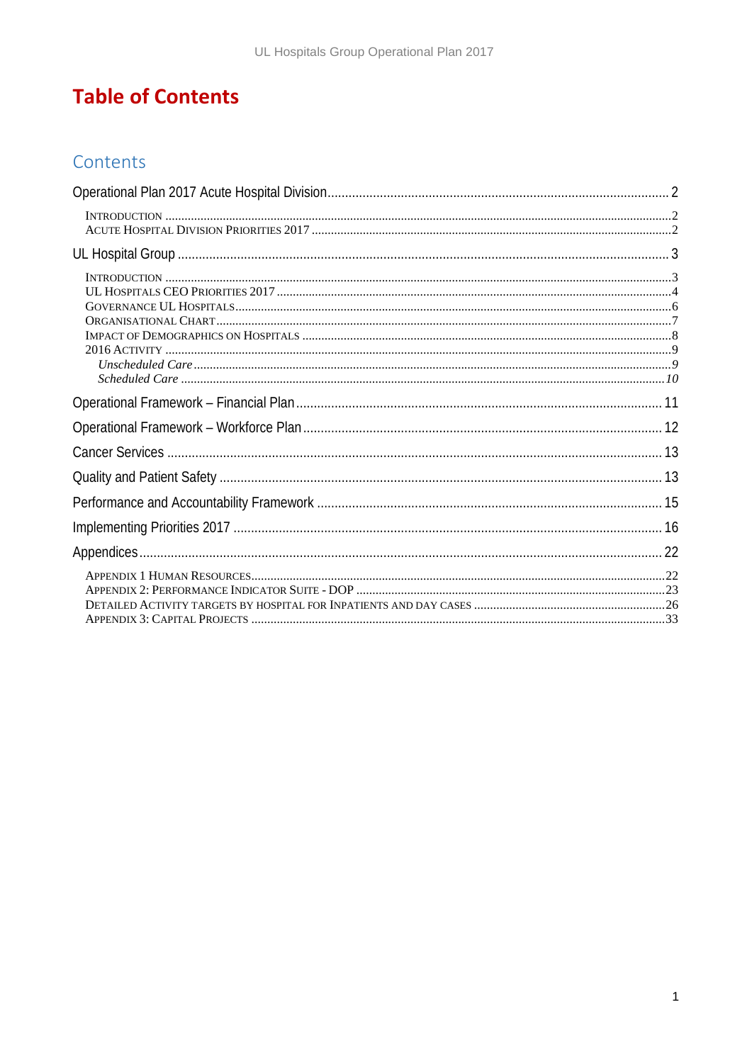# Table of Contents

## Contents

Operational Plan 2017 Acute Hospital Division ..... 2

- Introduction ..... 2
- Acute Hospital Division Priorities 2017 ..... 2

UL Hospital Group ..... 3

- Introduction ..... 3
- UL Hospitals CEO Priorities 2017 ..... 4
- Governance UL Hospitals ..... 6
- Organisational Chart ..... 7
- Impact of Demographics on Hospitals ..... 8
- 2016 Activity ..... 9
  - *Unscheduled Care* ..... 9
  - *Scheduled Care* ..... 10

Operational Framework – Financial Plan ..... 11

Operational Framework – Workforce Plan ..... 12

Cancer Services ..... 13

Quality and Patient Safety ..... 13

Performance and Accountability Framework ..... 15

Implementing Priorities 2017 ..... 16

Appendices ..... 22

- Appendix 1 Human Resources ..... 22
- Appendix 2: Performance Indicator Suite - DOP ..... 23
- Detailed Activity targets by hospital for Inpatients and Day cases ..... 26
- Appendix 3: Capital Projects ..... 33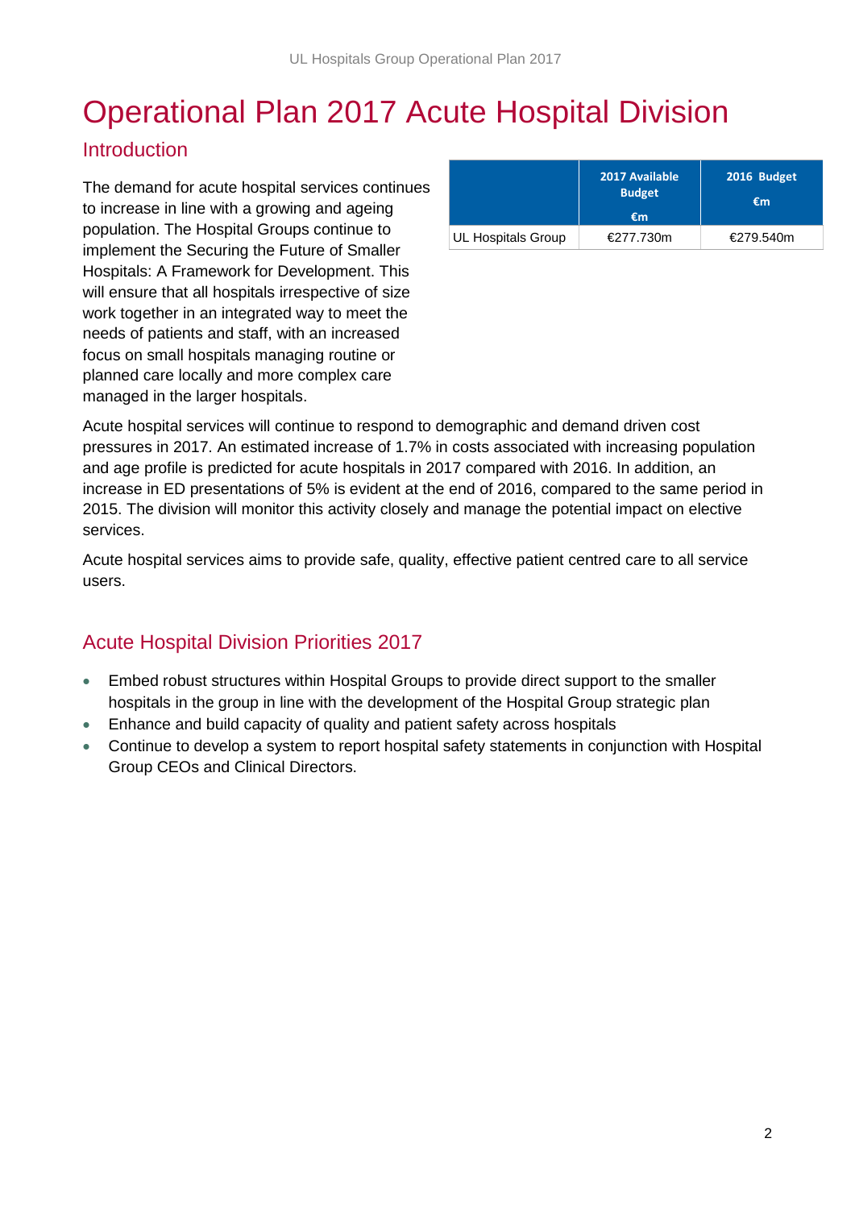# Operational Plan 2017 Acute Hospital Division

## Introduction

The demand for acute hospital services continues to increase in line with a growing and ageing population. The Hospital Groups continue to implement the Securing the Future of Smaller Hospitals: A Framework for Development. This will ensure that all hospitals irrespective of size work together in an integrated way to meet the needs of patients and staff, with an increased focus on small hospitals managing routine or planned care locally and more complex care managed in the larger hospitals.

| | 2017 Available Budget €m | 2016 Budget €m |
|---|---|---|
| UL Hospitals Group | €277.730m | €279.540m |

Acute hospital services will continue to respond to demographic and demand driven cost pressures in 2017. An estimated increase of 1.7% in costs associated with increasing population and age profile is predicted for acute hospitals in 2017 compared with 2016. In addition, an increase in ED presentations of 5% is evident at the end of 2016, compared to the same period in 2015. The division will monitor this activity closely and manage the potential impact on elective services.

Acute hospital services aims to provide safe, quality, effective patient centred care to all service users.

## Acute Hospital Division Priorities 2017

- Embed robust structures within Hospital Groups to provide direct support to the smaller hospitals in the group in line with the development of the Hospital Group strategic plan
- Enhance and build capacity of quality and patient safety across hospitals
- Continue to develop a system to report hospital safety statements in conjunction with Hospital Group CEOs and Clinical Directors.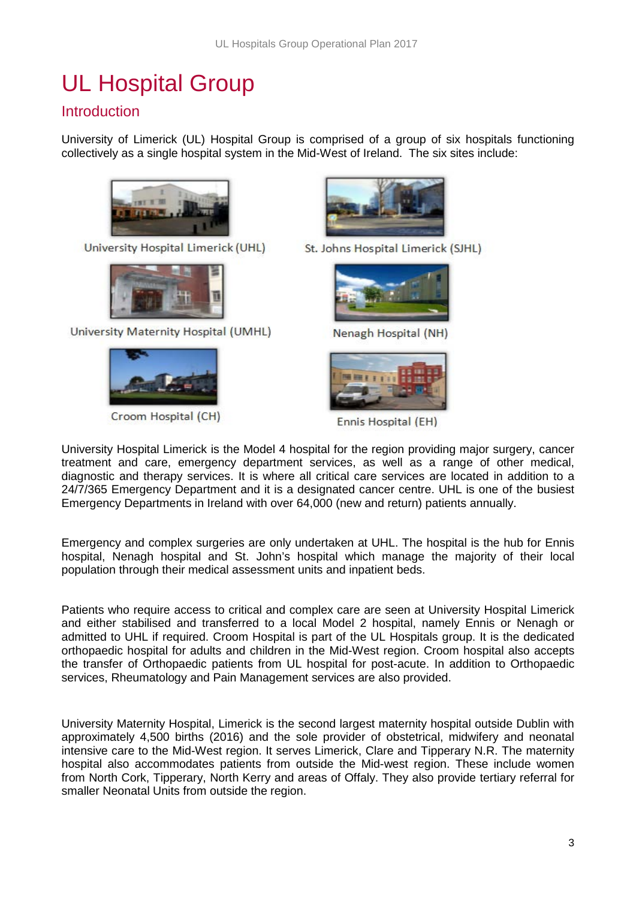# UL Hospital Group

## Introduction

University of Limerick (UL) Hospital Group is comprised of a group of six hospitals functioning collectively as a single hospital system in the Mid-West of Ireland. The six sites include:

University Hospital Limerick (UHL)

St. Johns Hospital Limerick (SJHL)

University Maternity Hospital (UMHL)

Nenagh Hospital (NH)

Croom Hospital (CH)

Ennis Hospital (EH)

University Hospital Limerick is the Model 4 hospital for the region providing major surgery, cancer treatment and care, emergency department services, as well as a range of other medical, diagnostic and therapy services. It is where all critical care services are located in addition to a 24/7/365 Emergency Department and it is a designated cancer centre. UHL is one of the busiest Emergency Departments in Ireland with over 64,000 (new and return) patients annually.

Emergency and complex surgeries are only undertaken at UHL. The hospital is the hub for Ennis hospital, Nenagh hospital and St. John's hospital which manage the majority of their local population through their medical assessment units and inpatient beds.

Patients who require access to critical and complex care are seen at University Hospital Limerick and either stabilised and transferred to a local Model 2 hospital, namely Ennis or Nenagh or admitted to UHL if required. Croom Hospital is part of the UL Hospitals group. It is the dedicated orthopaedic hospital for adults and children in the Mid-West region. Croom hospital also accepts the transfer of Orthopaedic patients from UL hospital for post-acute. In addition to Orthopaedic services, Rheumatology and Pain Management services are also provided.

University Maternity Hospital, Limerick is the second largest maternity hospital outside Dublin with approximately 4,500 births (2016) and the sole provider of obstetrical, midwifery and neonatal intensive care to the Mid-West region. It serves Limerick, Clare and Tipperary N.R. The maternity hospital also accommodates patients from outside the Mid-west region. These include women from North Cork, Tipperary, North Kerry and areas of Offaly. They also provide tertiary referral for smaller Neonatal Units from outside the region.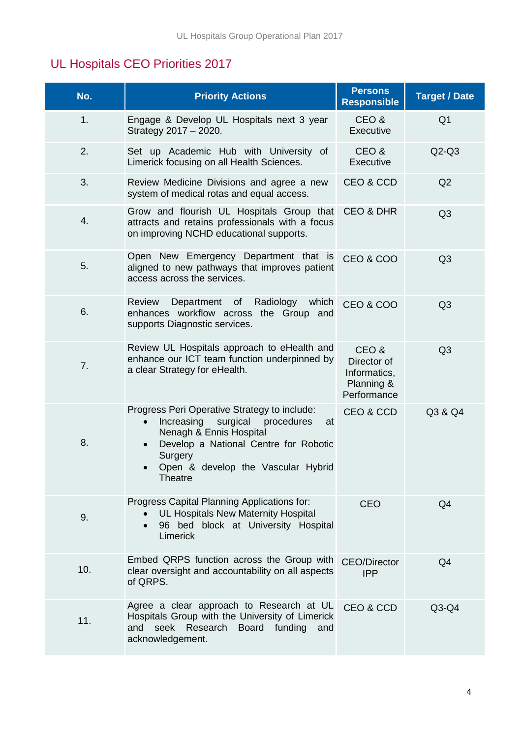## UL Hospitals CEO Priorities 2017

| No. | Priority Actions | Persons Responsible | Target / Date |
|---|---|---|---|
| 1. | Engage & Develop UL Hospitals next 3 year Strategy 2017 – 2020. | CEO & Executive | Q1 |
| 2. | Set up Academic Hub with University of Limerick focusing on all Health Sciences. | CEO & Executive | Q2-Q3 |
| 3. | Review Medicine Divisions and agree a new system of medical rotas and equal access. | CEO & CCD | Q2 |
| 4. | Grow and flourish UL Hospitals Group that attracts and retains professionals with a focus on improving NCHD educational supports. | CEO & DHR | Q3 |
| 5. | Open New Emergency Department that is aligned to new pathways that improves patient access across the services. | CEO & COO | Q3 |
| 6. | Review Department of Radiology which enhances workflow across the Group and supports Diagnostic services. | CEO & COO | Q3 |
| 7. | Review UL Hospitals approach to eHealth and enhance our ICT team function underpinned by a clear Strategy for eHealth. | CEO & Director of Informatics, Planning & Performance | Q3 |
| 8. | Progress Peri Operative Strategy to include:<br>• Increasing surgical procedures at Nenagh & Ennis Hospital<br>• Develop a National Centre for Robotic Surgery<br>• Open & develop the Vascular Hybrid Theatre | CEO & CCD | Q3 & Q4 |
| 9. | Progress Capital Planning Applications for:<br>• UL Hospitals New Maternity Hospital<br>• 96 bed block at University Hospital Limerick | CEO | Q4 |
| 10. | Embed QRPS function across the Group with clear oversight and accountability on all aspects of QRPS. | CEO/Director IPP | Q4 |
| 11. | Agree a clear approach to Research at UL Hospitals Group with the University of Limerick and seek Research Board funding and acknowledgement. | CEO & CCD | Q3-Q4 |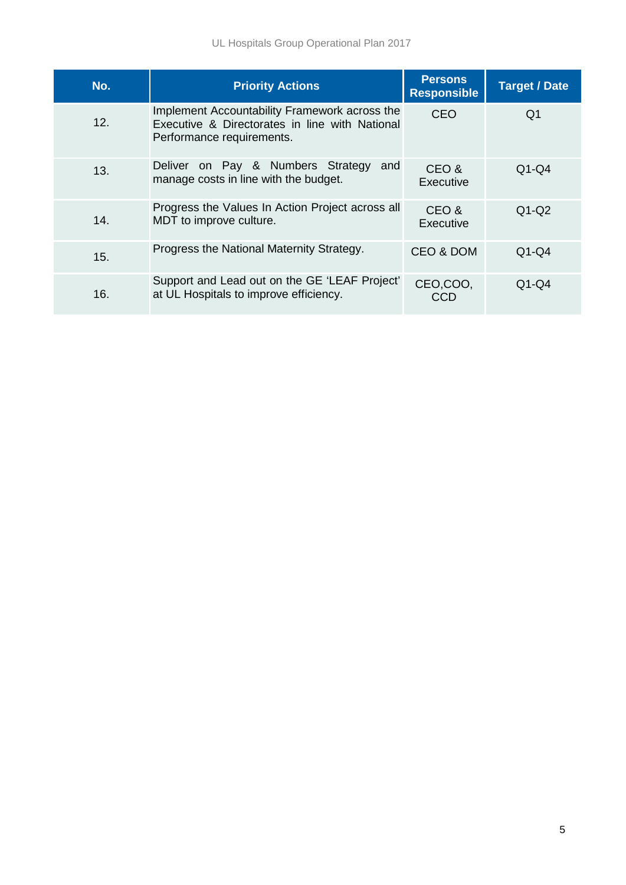| No. | Priority Actions | Persons Responsible | Target / Date |
|---|---|---|---|
| 12. | Implement Accountability Framework across the Executive & Directorates in line with National Performance requirements. | CEO | Q1 |
| 13. | Deliver on Pay & Numbers Strategy and manage costs in line with the budget. | CEO & Executive | Q1-Q4 |
| 14. | Progress the Values In Action Project across all MDT to improve culture. | CEO & Executive | Q1-Q2 |
| 15. | Progress the National Maternity Strategy. | CEO & DOM | Q1-Q4 |
| 16. | Support and Lead out on the GE 'LEAF Project' at UL Hospitals to improve efficiency. | CEO,COO, CCD | Q1-Q4 |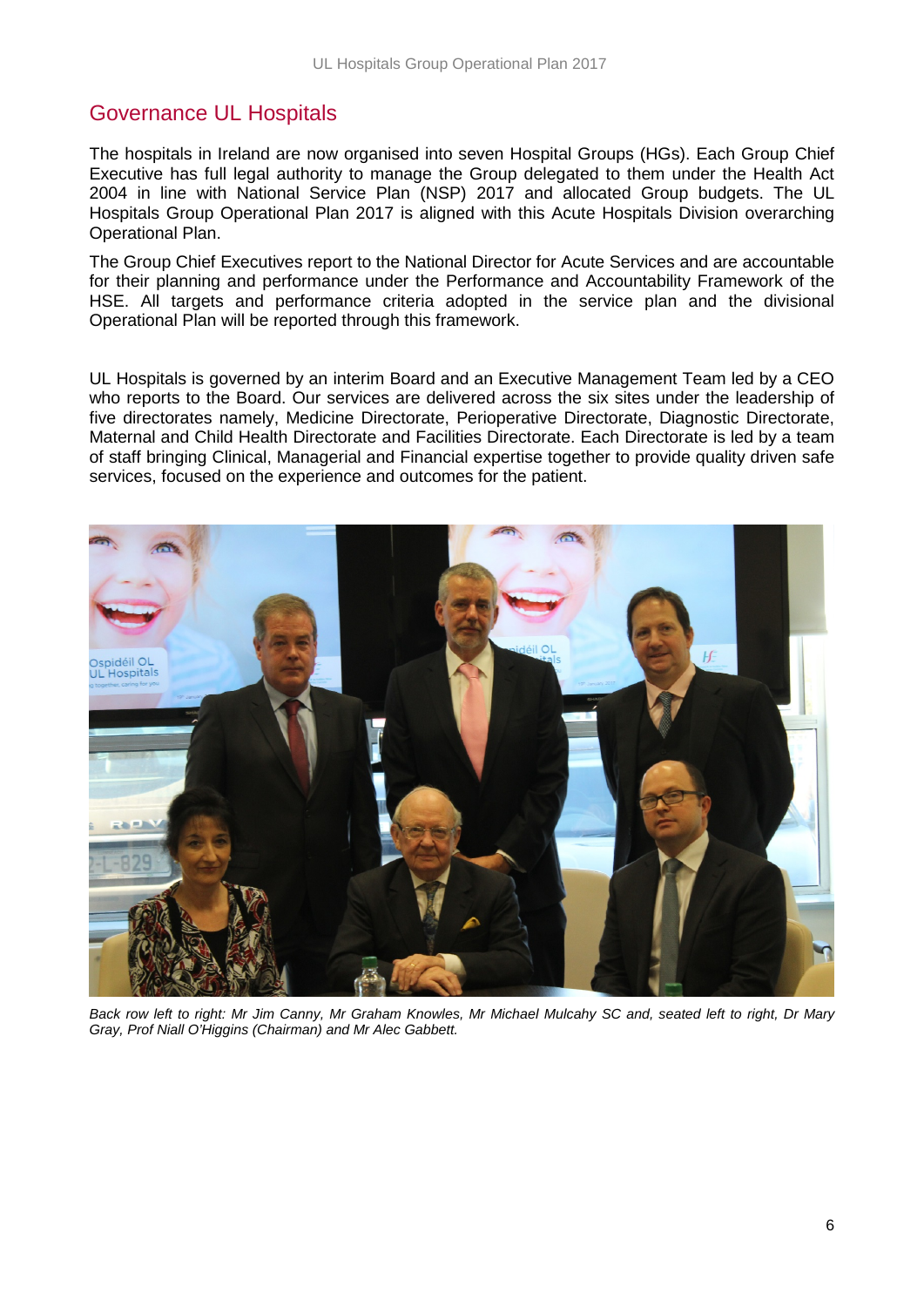## Governance UL Hospitals

The hospitals in Ireland are now organised into seven Hospital Groups (HGs). Each Group Chief Executive has full legal authority to manage the Group delegated to them under the Health Act 2004 in line with National Service Plan (NSP) 2017 and allocated Group budgets. The UL Hospitals Group Operational Plan 2017 is aligned with this Acute Hospitals Division overarching Operational Plan.

The Group Chief Executives report to the National Director for Acute Services and are accountable for their planning and performance under the Performance and Accountability Framework of the HSE. All targets and performance criteria adopted in the service plan and the divisional Operational Plan will be reported through this framework.

UL Hospitals is governed by an interim Board and an Executive Management Team led by a CEO who reports to the Board. Our services are delivered across the six sites under the leadership of five directorates namely, Medicine Directorate, Perioperative Directorate, Diagnostic Directorate, Maternal and Child Health Directorate and Facilities Directorate. Each Directorate is led by a team of staff bringing Clinical, Managerial and Financial expertise together to provide quality driven safe services, focused on the experience and outcomes for the patient.

*Back row left to right: Mr Jim Canny, Mr Graham Knowles, Mr Michael Mulcahy SC and, seated left to right, Dr Mary Gray, Prof Niall O'Higgins (Chairman) and Mr Alec Gabbett.*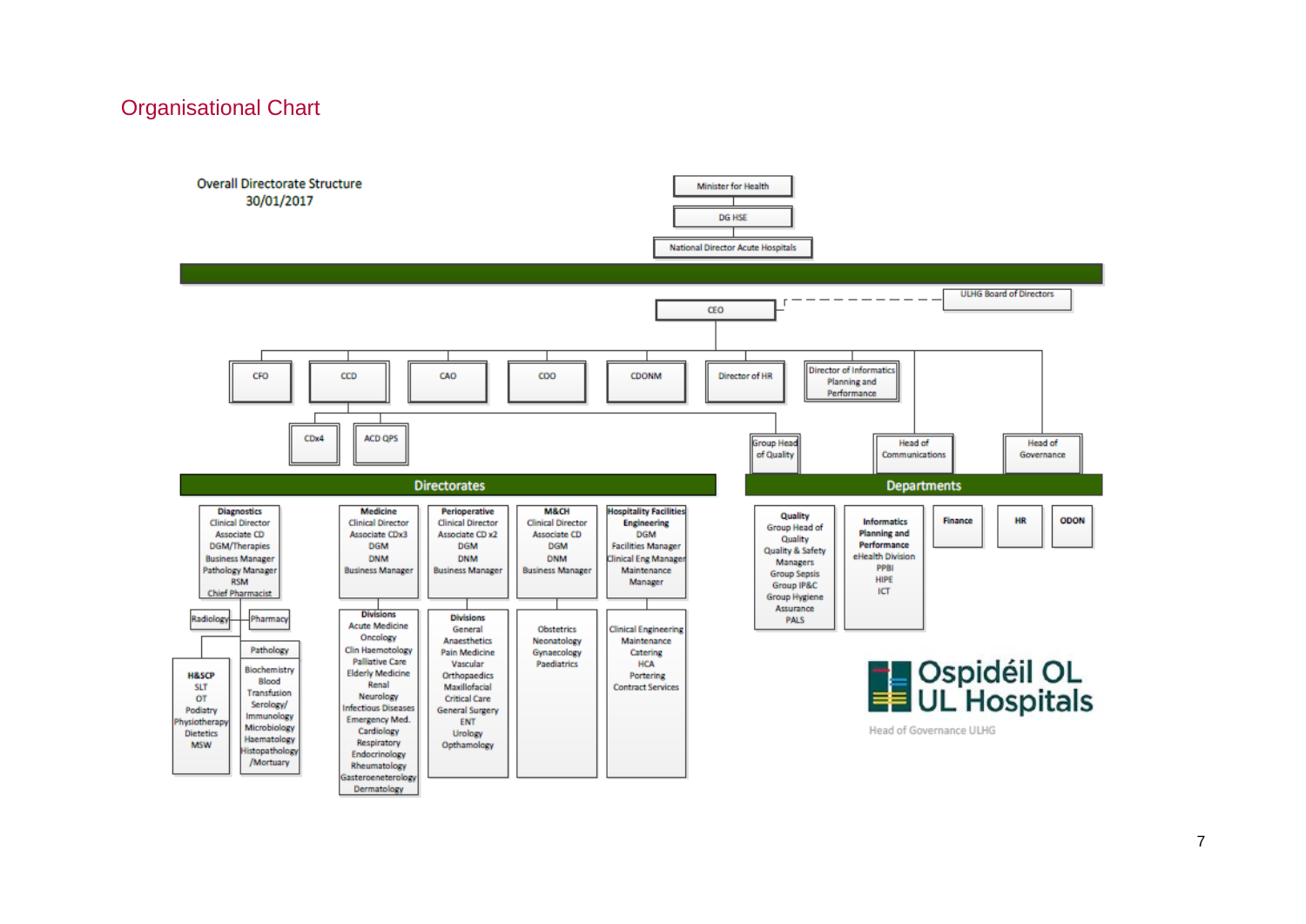## Organisational Chart

**Overall Directorate Structure**
30/01/2017

- Minister for Health
  - DG HSE
    - National Director Acute Hospitals
      - CEO (ULHG Board of Directors)
        - CFO
        - CCD
          - CDx4
          - ACD QPS
        - CAO
        - COO
        - CDONM
        - Director of HR
        - Director of Informatics Planning and Performance
        - Group Head of Quality
        - Head of Communications
        - Head of Governance

### Directorates

**Diagnostics**
Clinical Director
Associate CD
DGM/Therapies
Business Manager
Pathology Manager
RSM
Chief Pharmacist

- Radiology
- Pharmacy
- H&SCP: SLT, OT, Podiatry, Physiotherapy, Dietetics, MSW
- Pathology: Biochemistry, Blood Transfusion, Serology/Immunology, Microbiology, Haematology, Histopathology/Mortuary

**Medicine**
Clinical Director
Associate CDx3
DGM
DNM
Business Manager

Divisions: Acute Medicine, Oncology, Clin Haemotology, Palliative Care, Elderly Medicine, Renal, Neurology, Infectious Diseases, Emergency Med., Cardiology, Respiratory, Endocrinology, Rheumatology, Gasteroenterology, Dermatology

**Perioperative**
Clinical Director
Associate CD x2
DGM
DNM
Business Manager

Divisions: General Anaesthetics, Pain Medicine, Vascular, Orthopaedics, Maxillofacial, Critical Care, General Surgery, ENT, Urology, Opthamology

**M&CH**
Clinical Director
Associate CD
DGM
DNM
Business Manager

Obstetrics, Neonatology, Gynaecology, Paediatrics

**Hospitality Facilities Engineering**
DGM
Facilities Manager
Clinical Eng Manager
Maintenance Manager

Clinical Engineering, Maintenance, Catering, HCA, Portering, Contract Services

### Departments

**Quality**
Group Head of Quality
Quality & Safety Managers
Group Sepsis
Group IP&C
Group Hygiene Assurance
PALS

**Informatics Planning and Performance**
eHealth Division
PPBI
HIPE
ICT

**Finance**

**HR**

**ODON**

Ospidéil OL
UL Hospitals

Head of Governance ULHG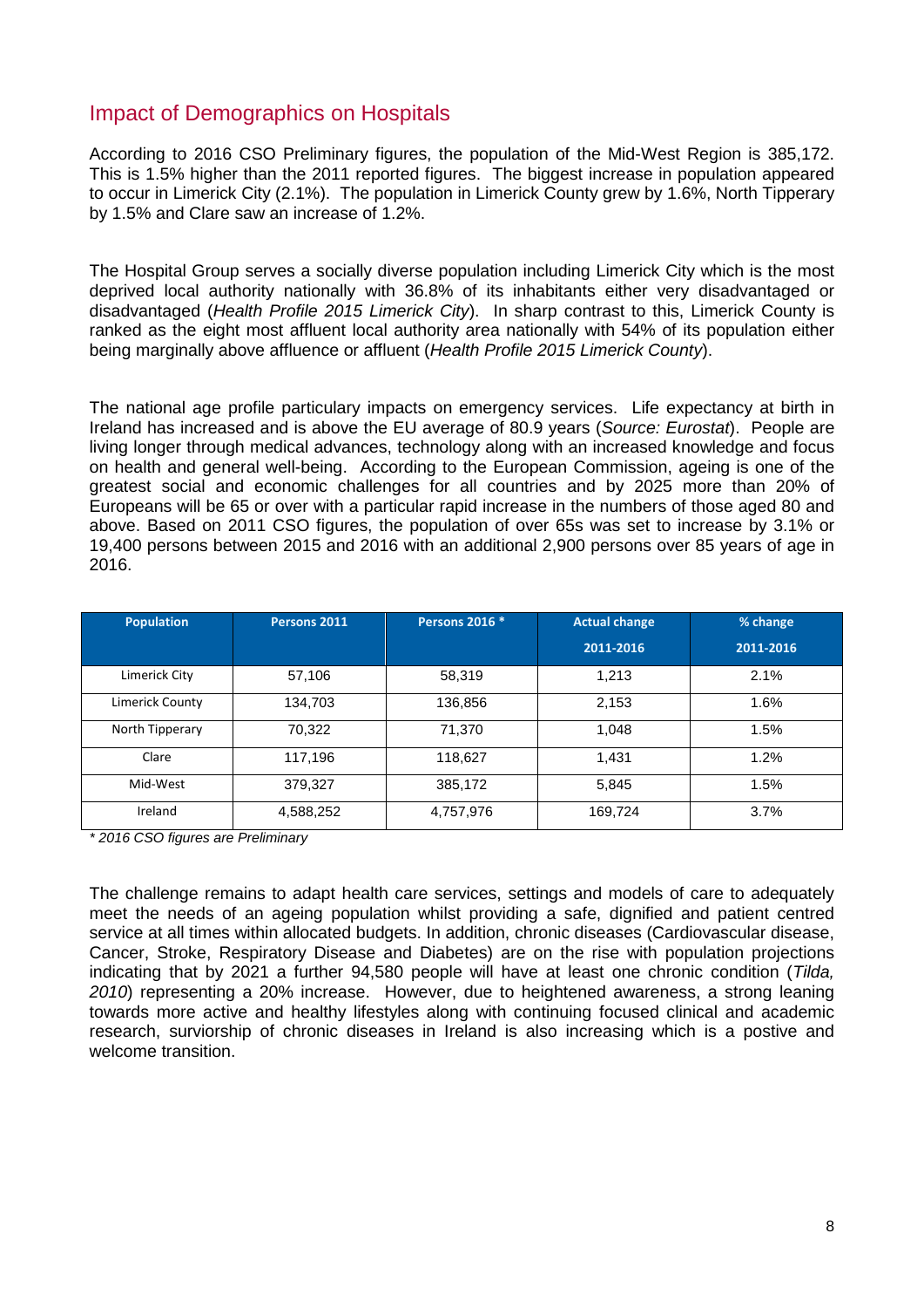## Impact of Demographics on Hospitals

According to 2016 CSO Preliminary figures, the population of the Mid-West Region is 385,172. This is 1.5% higher than the 2011 reported figures. The biggest increase in population appeared to occur in Limerick City (2.1%). The population in Limerick County grew by 1.6%, North Tipperary by 1.5% and Clare saw an increase of 1.2%.

The Hospital Group serves a socially diverse population including Limerick City which is the most deprived local authority nationally with 36.8% of its inhabitants either very disadvantaged or disadvantaged (*Health Profile 2015 Limerick City*). In sharp contrast to this, Limerick County is ranked as the eight most affluent local authority area nationally with 54% of its population either being marginally above affluence or affluent (*Health Profile 2015 Limerick County*).

The national age profile particulary impacts on emergency services. Life expectancy at birth in Ireland has increased and is above the EU average of 80.9 years (*Source: Eurostat*). People are living longer through medical advances, technology along with an increased knowledge and focus on health and general well-being. According to the European Commission, ageing is one of the greatest social and economic challenges for all countries and by 2025 more than 20% of Europeans will be 65 or over with a particular rapid increase in the numbers of those aged 80 and above. Based on 2011 CSO figures, the population of over 65s was set to increase by 3.1% or 19,400 persons between 2015 and 2016 with an additional 2,900 persons over 85 years of age in 2016.

| Population | Persons 2011 | Persons 2016 * | Actual change 2011-2016 | % change 2011-2016 |
|---|---|---|---|---|
| Limerick City | 57,106 | 58,319 | 1,213 | 2.1% |
| Limerick County | 134,703 | 136,856 | 2,153 | 1.6% |
| North Tipperary | 70,322 | 71,370 | 1,048 | 1.5% |
| Clare | 117,196 | 118,627 | 1,431 | 1.2% |
| Mid-West | 379,327 | 385,172 | 5,845 | 1.5% |
| Ireland | 4,588,252 | 4,757,976 | 169,724 | 3.7% |

*\* 2016 CSO figures are Preliminary*

The challenge remains to adapt health care services, settings and models of care to adequately meet the needs of an ageing population whilst providing a safe, dignified and patient centred service at all times within allocated budgets. In addition, chronic diseases (Cardiovascular disease, Cancer, Stroke, Respiratory Disease and Diabetes) are on the rise with population projections indicating that by 2021 a further 94,580 people will have at least one chronic condition (*Tilda, 2010*) representing a 20% increase. However, due to heightened awareness, a strong leaning towards more active and healthy lifestyles along with continuing focused clinical and academic research, surviorship of chronic diseases in Ireland is also increasing which is a postive and welcome transition.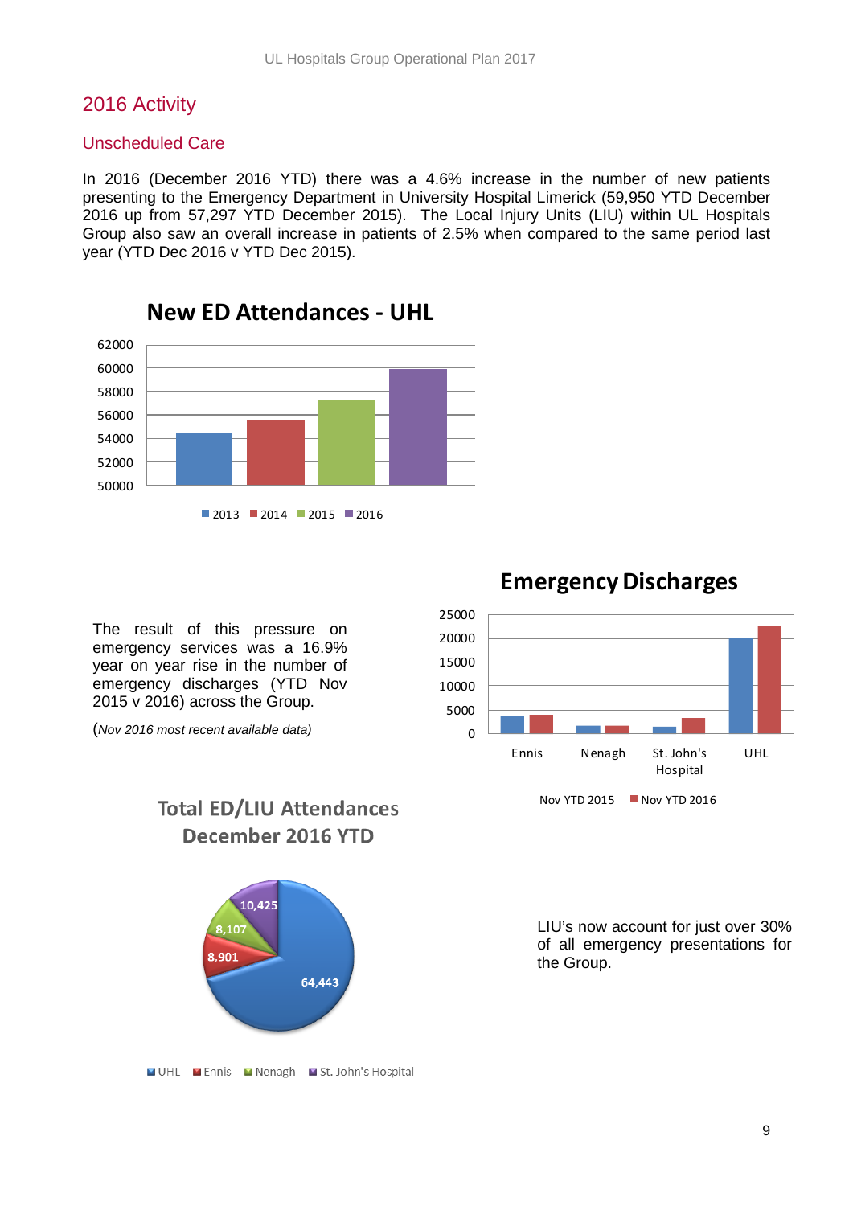## 2016 Activity

### Unscheduled Care

In 2016 (December 2016 YTD) there was a 4.6% increase in the number of new patients presenting to the Emergency Department in University Hospital Limerick (59,950 YTD December 2016 up from 57,297 YTD December 2015). The Local Injury Units (LIU) within UL Hospitals Group also saw an overall increase in patients of 2.5% when compared to the same period last year (YTD Dec 2016 v YTD Dec 2015).

**New ED Attendances - UHL**

2013, 2014, 2015, 2016

The result of this pressure on emergency services was a 16.9% year on year rise in the number of emergency discharges (YTD Nov 2015 v 2016) across the Group.

(*Nov 2016 most recent available data)*

**Emergency Discharges**

Ennis, Nenagh, St. John's Hospital, UHL

Nov YTD 2015, Nov YTD 2016

**Total ED/LIU Attendances December 2016 YTD**

UHL 64,443; Ennis 8,901; Nenagh 8,107; St. John's Hospital 10,425

LIU's now account for just over 30% of all emergency presentations for the Group.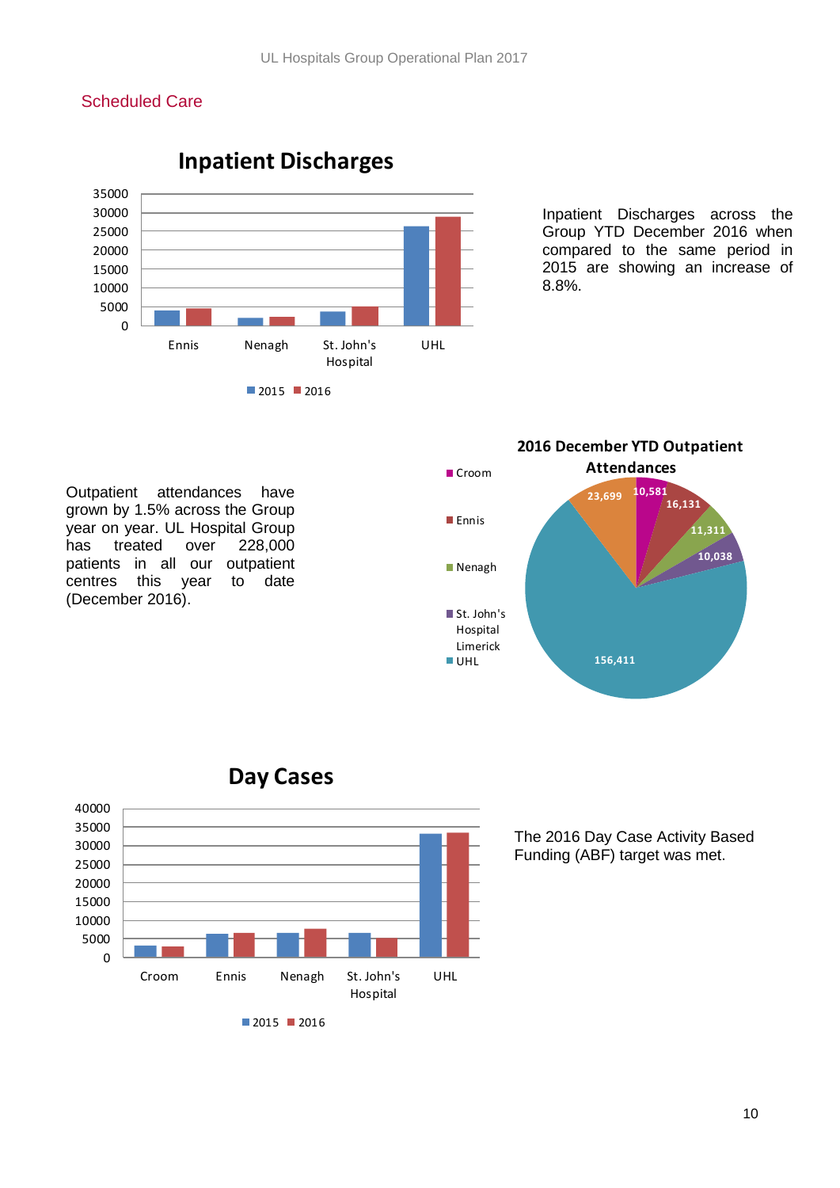## Scheduled Care

**Inpatient Discharges**

Inpatient Discharges across the Group YTD December 2016 when compared to the same period in 2015 are showing an increase of 8.8%.

**2016 December YTD Outpatient Attendances**

| Site | Attendances |
|---|---|
| Croom | 10,581 |
| Ennis | 16,131 |
| Nenagh | 11,311 |
| St. John's Hospital Limerick | 10,038 |
| UHL | 156,411 |
| | 23,699 |

Outpatient attendances have grown by 1.5% across the Group year on year. UL Hospital Group has treated over 228,000 patients in all our outpatient centres this year to date (December 2016).

**Day Cases**

The 2016 Day Case Activity Based Funding (ABF) target was met.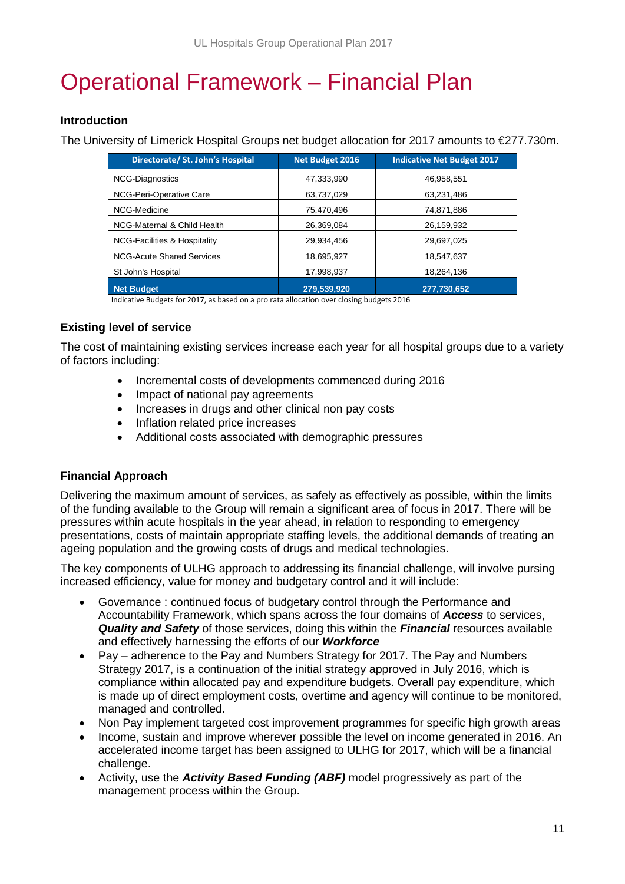# Operational Framework – Financial Plan

### Introduction

The University of Limerick Hospital Groups net budget allocation for 2017 amounts to €277.730m.

| Directorate/ St. John's Hospital | Net Budget 2016 | Indicative Net Budget 2017 |
|---|---|---|
| NCG-Diagnostics | 47,333,990 | 46,958,551 |
| NCG-Peri-Operative Care | 63,737,029 | 63,231,486 |
| NCG-Medicine | 75,470,496 | 74,871,886 |
| NCG-Maternal & Child Health | 26,369,084 | 26,159,932 |
| NCG-Facilities & Hospitality | 29,934,456 | 29,697,025 |
| NCG-Acute Shared Services | 18,695,927 | 18,547,637 |
| St John's Hospital | 17,998,937 | 18,264,136 |
| **Net Budget** | **279,539,920** | **277,730,652** |

Indicative Budgets for 2017, as based on a pro rata allocation over closing budgets 2016

### Existing level of service

The cost of maintaining existing services increase each year for all hospital groups due to a variety of factors including:

- Incremental costs of developments commenced during 2016
- Impact of national pay agreements
- Increases in drugs and other clinical non pay costs
- Inflation related price increases
- Additional costs associated with demographic pressures

### Financial Approach

Delivering the maximum amount of services, as safely as effectively as possible, within the limits of the funding available to the Group will remain a significant area of focus in 2017. There will be pressures within acute hospitals in the year ahead, in relation to responding to emergency presentations, costs of maintain appropriate staffing levels, the additional demands of treating an ageing population and the growing costs of drugs and medical technologies.

The key components of ULHG approach to addressing its financial challenge, will involve pursing increased efficiency, value for money and budgetary control and it will include:

- Governance : continued focus of budgetary control through the Performance and Accountability Framework, which spans across the four domains of ***Access*** to services, ***Quality and Safety*** of those services, doing this within the ***Financial*** resources available and effectively harnessing the efforts of our ***Workforce***
- Pay – adherence to the Pay and Numbers Strategy for 2017. The Pay and Numbers Strategy 2017, is a continuation of the initial strategy approved in July 2016, which is compliance within allocated pay and expenditure budgets. Overall pay expenditure, which is made up of direct employment costs, overtime and agency will continue to be monitored, managed and controlled.
- Non Pay implement targeted cost improvement programmes for specific high growth areas
- Income, sustain and improve wherever possible the level on income generated in 2016. An accelerated income target has been assigned to ULHG for 2017, which will be a financial challenge.
- Activity, use the ***Activity Based Funding (ABF)*** model progressively as part of the management process within the Group.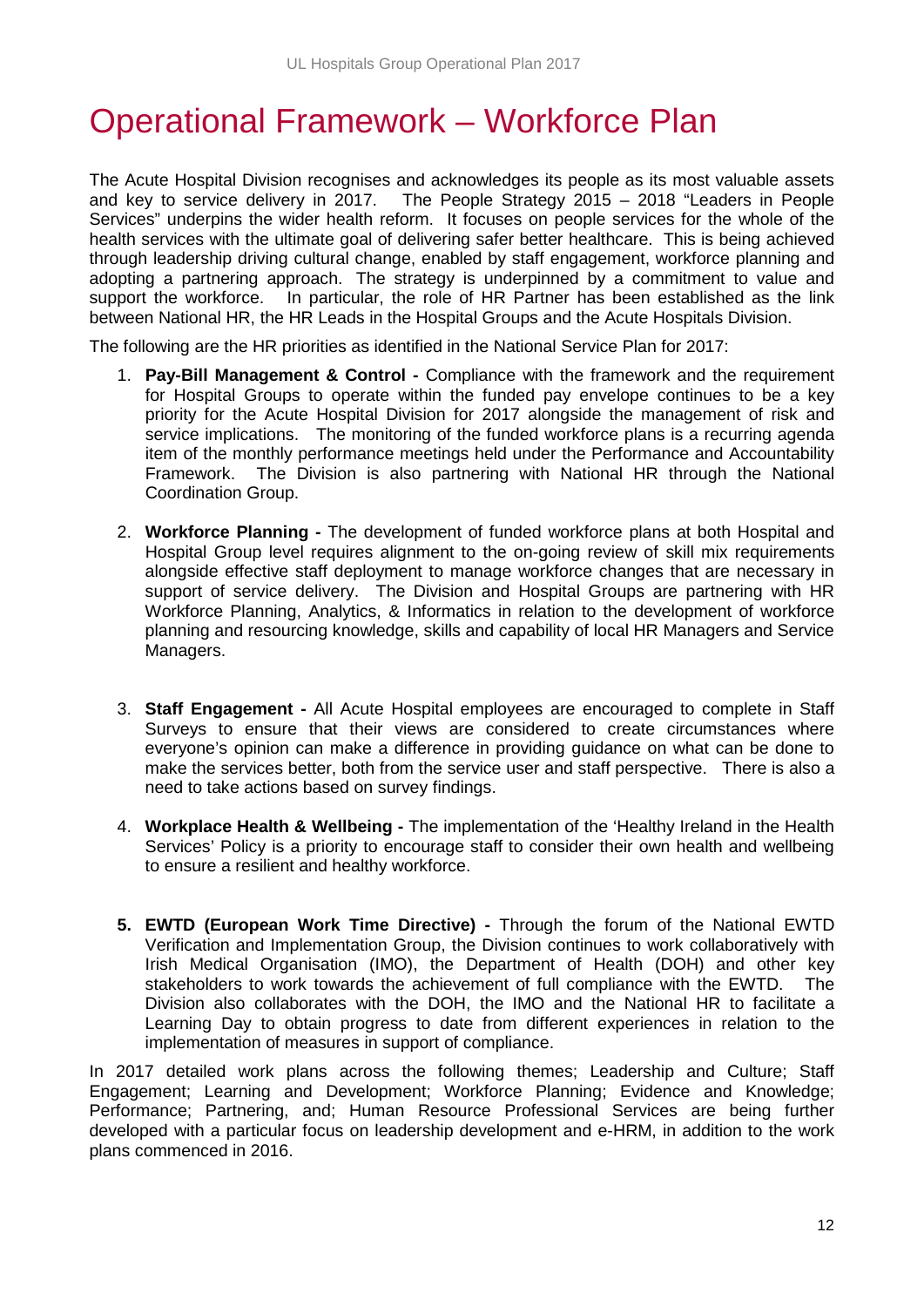# Operational Framework – Workforce Plan

The Acute Hospital Division recognises and acknowledges its people as its most valuable assets and key to service delivery in 2017. The People Strategy 2015 – 2018 "Leaders in People Services" underpins the wider health reform. It focuses on people services for the whole of the health services with the ultimate goal of delivering safer better healthcare. This is being achieved through leadership driving cultural change, enabled by staff engagement, workforce planning and adopting a partnering approach. The strategy is underpinned by a commitment to value and support the workforce. In particular, the role of HR Partner has been established as the link between National HR, the HR Leads in the Hospital Groups and the Acute Hospitals Division.

The following are the HR priorities as identified in the National Service Plan for 2017:

1. **Pay-Bill Management & Control -** Compliance with the framework and the requirement for Hospital Groups to operate within the funded pay envelope continues to be a key priority for the Acute Hospital Division for 2017 alongside the management of risk and service implications. The monitoring of the funded workforce plans is a recurring agenda item of the monthly performance meetings held under the Performance and Accountability Framework. The Division is also partnering with National HR through the National Coordination Group.

2. **Workforce Planning -** The development of funded workforce plans at both Hospital and Hospital Group level requires alignment to the on-going review of skill mix requirements alongside effective staff deployment to manage workforce changes that are necessary in support of service delivery. The Division and Hospital Groups are partnering with HR Workforce Planning, Analytics, & Informatics in relation to the development of workforce planning and resourcing knowledge, skills and capability of local HR Managers and Service Managers.

3. **Staff Engagement -** All Acute Hospital employees are encouraged to complete in Staff Surveys to ensure that their views are considered to create circumstances where everyone's opinion can make a difference in providing guidance on what can be done to make the services better, both from the service user and staff perspective. There is also a need to take actions based on survey findings.

4. **Workplace Health & Wellbeing -** The implementation of the 'Healthy Ireland in the Health Services' Policy is a priority to encourage staff to consider their own health and wellbeing to ensure a resilient and healthy workforce.

5. **EWTD (European Work Time Directive) -** Through the forum of the National EWTD Verification and Implementation Group, the Division continues to work collaboratively with Irish Medical Organisation (IMO), the Department of Health (DOH) and other key stakeholders to work towards the achievement of full compliance with the EWTD. The Division also collaborates with the DOH, the IMO and the National HR to facilitate a Learning Day to obtain progress to date from different experiences in relation to the implementation of measures in support of compliance.

In 2017 detailed work plans across the following themes; Leadership and Culture; Staff Engagement; Learning and Development; Workforce Planning; Evidence and Knowledge; Performance; Partnering, and; Human Resource Professional Services are being further developed with a particular focus on leadership development and e-HRM, in addition to the work plans commenced in 2016.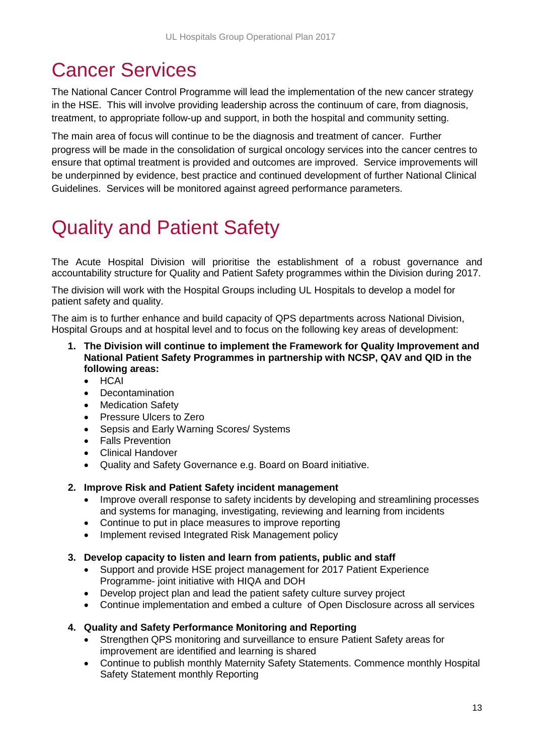# Cancer Services

The National Cancer Control Programme will lead the implementation of the new cancer strategy in the HSE. This will involve providing leadership across the continuum of care, from diagnosis, treatment, to appropriate follow-up and support, in both the hospital and community setting.

The main area of focus will continue to be the diagnosis and treatment of cancer. Further progress will be made in the consolidation of surgical oncology services into the cancer centres to ensure that optimal treatment is provided and outcomes are improved. Service improvements will be underpinned by evidence, best practice and continued development of further National Clinical Guidelines. Services will be monitored against agreed performance parameters.

# Quality and Patient Safety

The Acute Hospital Division will prioritise the establishment of a robust governance and accountability structure for Quality and Patient Safety programmes within the Division during 2017.

The division will work with the Hospital Groups including UL Hospitals to develop a model for patient safety and quality.

The aim is to further enhance and build capacity of QPS departments across National Division, Hospital Groups and at hospital level and to focus on the following key areas of development:

1. **The Division will continue to implement the Framework for Quality Improvement and National Patient Safety Programmes in partnership with NCSP, QAV and QID in the following areas:**
    - HCAI
    - Decontamination
    - Medication Safety
    - Pressure Ulcers to Zero
    - Sepsis and Early Warning Scores/ Systems
    - Falls Prevention
    - Clinical Handover
    - Quality and Safety Governance e.g. Board on Board initiative.

2. **Improve Risk and Patient Safety incident management**
    - Improve overall response to safety incidents by developing and streamlining processes and systems for managing, investigating, reviewing and learning from incidents
    - Continue to put in place measures to improve reporting
    - Implement revised Integrated Risk Management policy

3. **Develop capacity to listen and learn from patients, public and staff**
    - Support and provide HSE project management for 2017 Patient Experience Programme- joint initiative with HIQA and DOH
    - Develop project plan and lead the patient safety culture survey project
    - Continue implementation and embed a culture of Open Disclosure across all services

4. **Quality and Safety Performance Monitoring and Reporting**
    - Strengthen QPS monitoring and surveillance to ensure Patient Safety areas for improvement are identified and learning is shared
    - Continue to publish monthly Maternity Safety Statements. Commence monthly Hospital Safety Statement monthly Reporting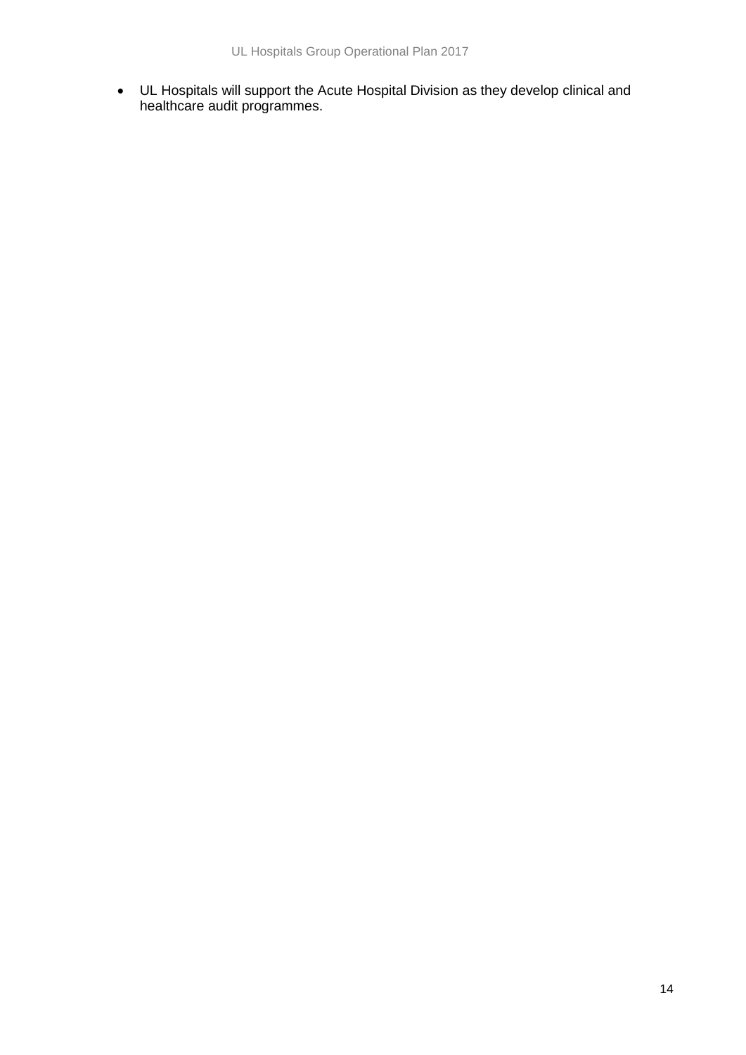- UL Hospitals will support the Acute Hospital Division as they develop clinical and healthcare audit programmes.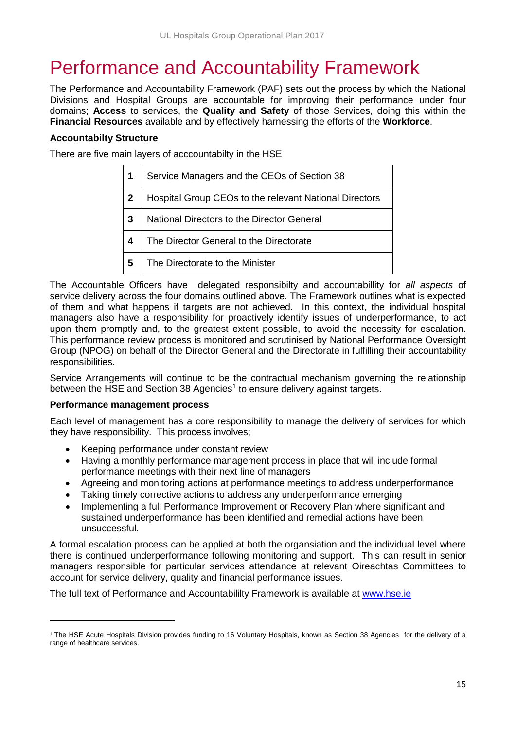# Performance and Accountability Framework

The Performance and Accountability Framework (PAF) sets out the process by which the National Divisions and Hospital Groups are accountable for improving their performance under four domains; **Access** to services, the **Quality and Safety** of those Services, doing this within the **Financial Resources** available and by effectively harnessing the efforts of the **Workforce**.

**Accountabilty Structure**

There are five main layers of acccountabilty in the HSE

| | |
|---|---|
| **1** | Service Managers and the CEOs of Section 38 |
| **2** | Hospital Group CEOs to the relevant National Directors |
| **3** | National Directors to the Director General |
| **4** | The Director General to the Directorate |
| **5** | The Directorate to the Minister |

The Accountable Officers have delegated responsibilty and accountabillity for *all aspects* of service delivery across the four domains outlined above. The Framework outlines what is expected of them and what happens if targets are not achieved. In this context, the individual hospital managers also have a responsibility for proactively identify issues of underperformance, to act upon them promptly and, to the greatest extent possible, to avoid the necessity for escalation. This performance review process is monitored and scrutinised by National Performance Oversight Group (NPOG) on behalf of the Director General and the Directorate in fulfilling their accountability responsibilities.

Service Arrangements will continue to be the contractual mechanism governing the relationship between the HSE and Section 38 Agencies[1] to ensure delivery against targets.

**Performance management process**

Each level of management has a core responsibility to manage the delivery of services for which they have responsibility. This process involves;

- Keeping performance under constant review
- Having a monthly performance management process in place that will include formal performance meetings with their next line of managers
- Agreeing and monitoring actions at performance meetings to address underperformance
- Taking timely corrective actions to address any underperformance emerging
- Implementing a full Performance Improvement or Recovery Plan where significant and sustained underperformance has been identified and remedial actions have been unsuccessful.

A formal escalation process can be applied at both the organsiation and the individual level where there is continued underperformance following monitoring and support. This can result in senior managers responsible for particular services attendance at relevant Oireachtas Committees to account for service delivery, quality and financial performance issues.

The full text of Performance and Accountabililty Framework is available at [www.hse.ie](http://www.hse.ie)

---

[1] The HSE Acute Hospitals Division provides funding to 16 Voluntary Hospitals, known as Section 38 Agencies for the delivery of a range of healthcare services.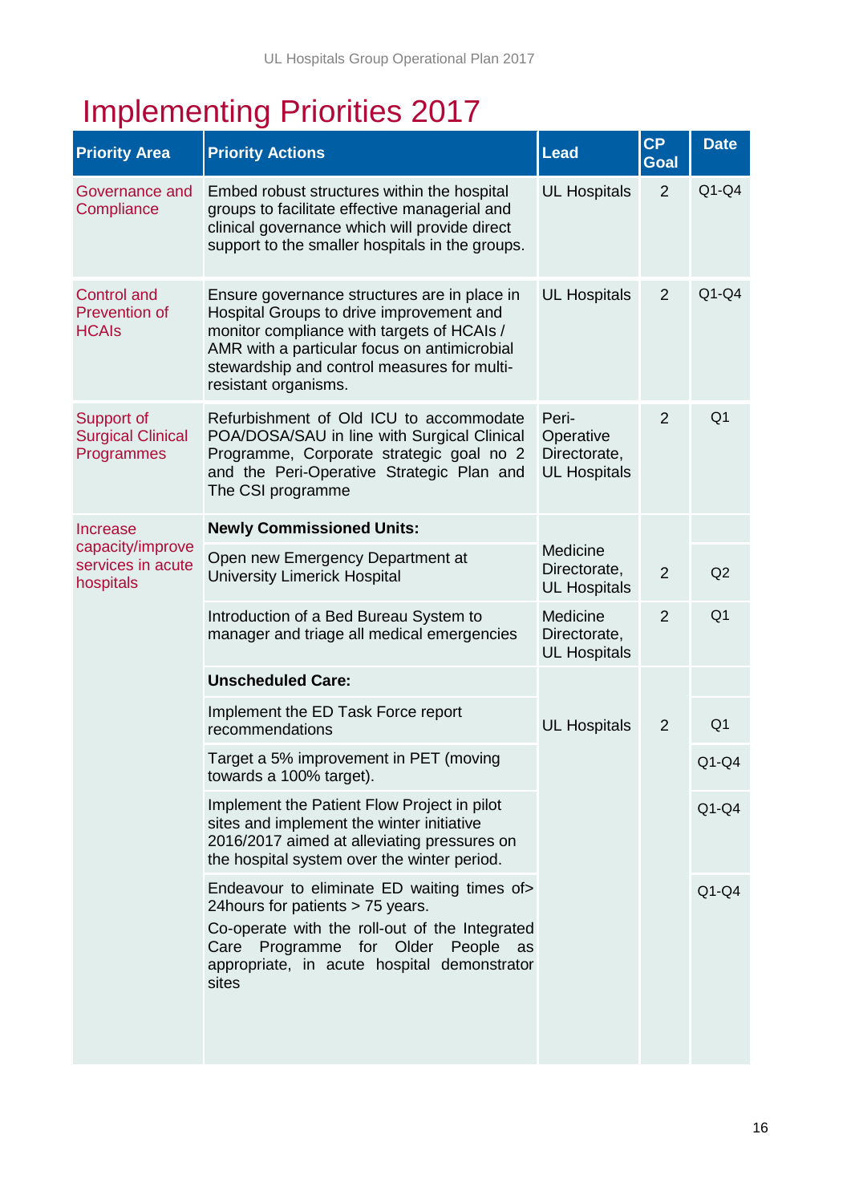# Implementing Priorities 2017

| Priority Area | Priority Actions | Lead | CP Goal | Date |
|---|---|---|---|---|
| Governance and Compliance | Embed robust structures within the hospital groups to facilitate effective managerial and clinical governance which will provide direct support to the smaller hospitals in the groups. | UL Hospitals | 2 | Q1-Q4 |
| Control and Prevention of HCAIs | Ensure governance structures are in place in Hospital Groups to drive improvement and monitor compliance with targets of HCAIs / AMR with a particular focus on antimicrobial stewardship and control measures for multi-resistant organisms. | UL Hospitals | 2 | Q1-Q4 |
| Support of Surgical Clinical Programmes | Refurbishment of Old ICU to accommodate POA/DOSA/SAU in line with Surgical Clinical Programme, Corporate strategic goal no 2 and the Peri-Operative Strategic Plan and The CSI programme | Peri-Operative Directorate, UL Hospitals | 2 | Q1 |
| Increase capacity/improve services in acute hospitals | **Newly Commissioned Units:** | | | |
| | Open new Emergency Department at University Limerick Hospital | Medicine Directorate, UL Hospitals | 2 | Q2 |
| | Introduction of a Bed Bureau System to manager and triage all medical emergencies | Medicine Directorate, UL Hospitals | 2 | Q1 |
| | **Unscheduled Care:** | | | |
| | Implement the ED Task Force report recommendations | UL Hospitals | 2 | Q1 |
| | Target a 5% improvement in PET (moving towards a 100% target). | | | Q1-Q4 |
| | Implement the Patient Flow Project in pilot sites and implement the winter initiative 2016/2017 aimed at alleviating pressures on the hospital system over the winter period. | | | Q1-Q4 |
| | Endeavour to eliminate ED waiting times of> 24hours for patients > 75 years.<br>Co-operate with the roll-out of the Integrated Care Programme for Older People as appropriate, in acute hospital demonstrator sites | | | Q1-Q4 |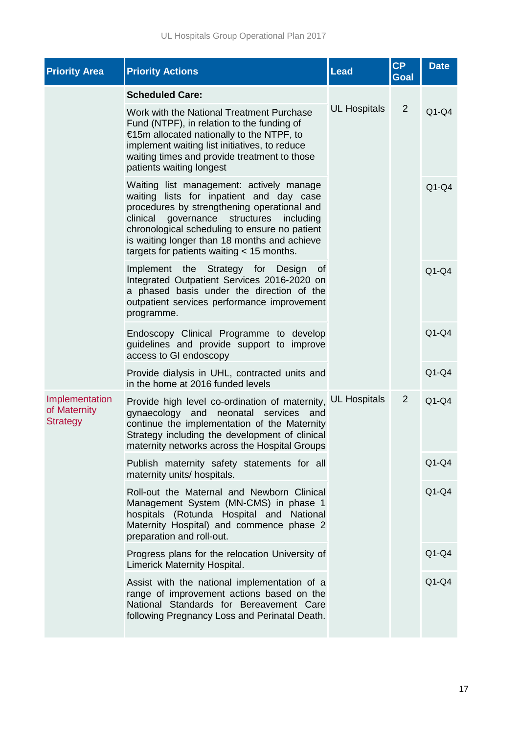| Priority Area | Priority Actions | Lead | CP Goal | Date |
|---|---|---|---|---|
| | **Scheduled Care:** | UL Hospitals | 2 | |
| | Work with the National Treatment Purchase Fund (NTPF), in relation to the funding of €15m allocated nationally to the NTPF, to implement waiting list initiatives, to reduce waiting times and provide treatment to those patients waiting longest | | | Q1-Q4 |
| | Waiting list management: actively manage waiting lists for inpatient and day case procedures by strengthening operational and clinical governance structures including chronological scheduling to ensure no patient is waiting longer than 18 months and achieve targets for patients waiting < 15 months. | | | Q1-Q4 |
| | Implement the Strategy for Design of Integrated Outpatient Services 2016-2020 on a phased basis under the direction of the outpatient services performance improvement programme. | | | Q1-Q4 |
| | Endoscopy Clinical Programme to develop guidelines and provide support to improve access to GI endoscopy | | | Q1-Q4 |
| | Provide dialysis in UHL, contracted units and in the home at 2016 funded levels | | | Q1-Q4 |
| Implementation of Maternity Strategy | Provide high level co-ordination of maternity, gynaecology and neonatal services and continue the implementation of the Maternity Strategy including the development of clinical maternity networks across the Hospital Groups | UL Hospitals | 2 | Q1-Q4 |
| | Publish maternity safety statements for all maternity units/ hospitals. | | | Q1-Q4 |
| | Roll-out the Maternal and Newborn Clinical Management System (MN-CMS) in phase 1 hospitals (Rotunda Hospital and National Maternity Hospital) and commence phase 2 preparation and roll-out. | | | Q1-Q4 |
| | Progress plans for the relocation University of Limerick Maternity Hospital. | | | Q1-Q4 |
| | Assist with the national implementation of a range of improvement actions based on the National Standards for Bereavement Care following Pregnancy Loss and Perinatal Death. | | | Q1-Q4 |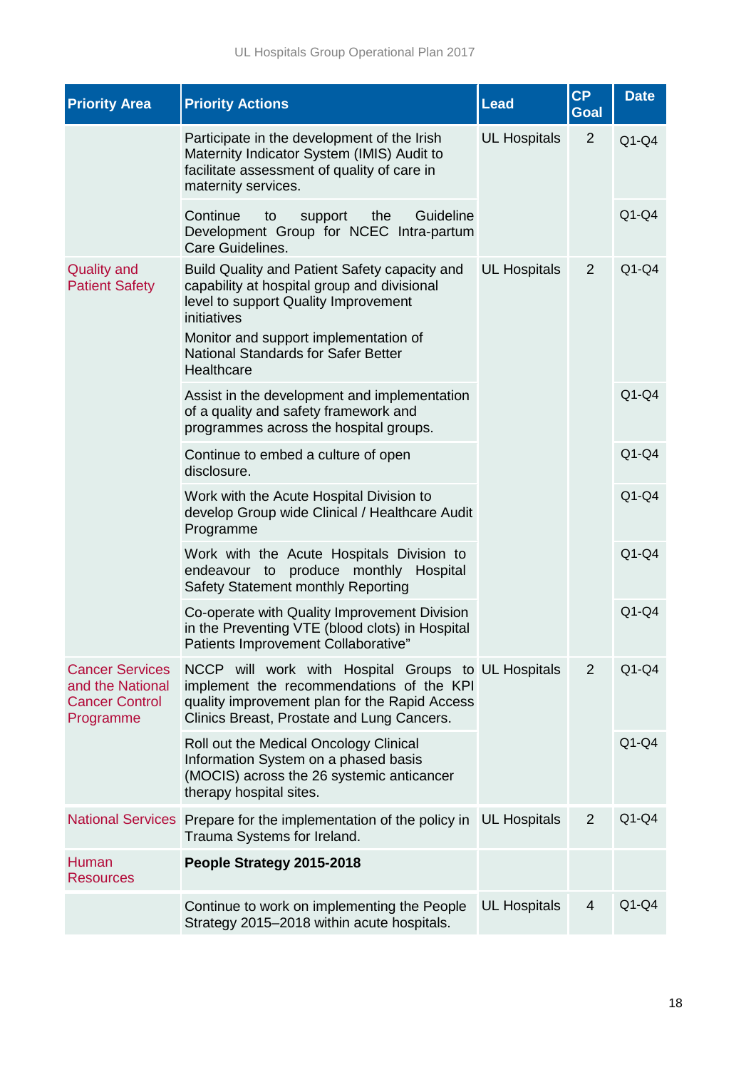| Priority Area | Priority Actions | Lead | CP Goal | Date |
|---|---|---|---|---|
| | Participate in the development of the Irish Maternity Indicator System (IMIS) Audit to facilitate assessment of quality of care in maternity services. | UL Hospitals | 2 | Q1-Q4 |
| | Continue to support the Guideline Development Group for NCEC Intra-partum Care Guidelines. | | | Q1-Q4 |
| Quality and Patient Safety | Build Quality and Patient Safety capacity and capability at hospital group and divisional level to support Quality Improvement initiatives<br>Monitor and support implementation of National Standards for Safer Better Healthcare | UL Hospitals | 2 | Q1-Q4 |
| | Assist in the development and implementation of a quality and safety framework and programmes across the hospital groups. | | | Q1-Q4 |
| | Continue to embed a culture of open disclosure. | | | Q1-Q4 |
| | Work with the Acute Hospital Division to develop Group wide Clinical / Healthcare Audit Programme | | | Q1-Q4 |
| | Work with the Acute Hospitals Division to endeavour to produce monthly Hospital Safety Statement monthly Reporting | | | Q1-Q4 |
| | Co-operate with Quality Improvement Division in the Preventing VTE (blood clots) in Hospital Patients Improvement Collaborative" | | | Q1-Q4 |
| Cancer Services and the National Cancer Control Programme | NCCP will work with Hospital Groups to implement the recommendations of the KPI quality improvement plan for the Rapid Access Clinics Breast, Prostate and Lung Cancers. | UL Hospitals | 2 | Q1-Q4 |
| | Roll out the Medical Oncology Clinical Information System on a phased basis (MOCIS) across the 26 systemic anticancer therapy hospital sites. | | | Q1-Q4 |
| National Services | Prepare for the implementation of the policy in Trauma Systems for Ireland. | UL Hospitals | 2 | Q1-Q4 |
| Human Resources | **People Strategy 2015-2018** | | | |
| | Continue to work on implementing the People Strategy 2015–2018 within acute hospitals. | UL Hospitals | 4 | Q1-Q4 |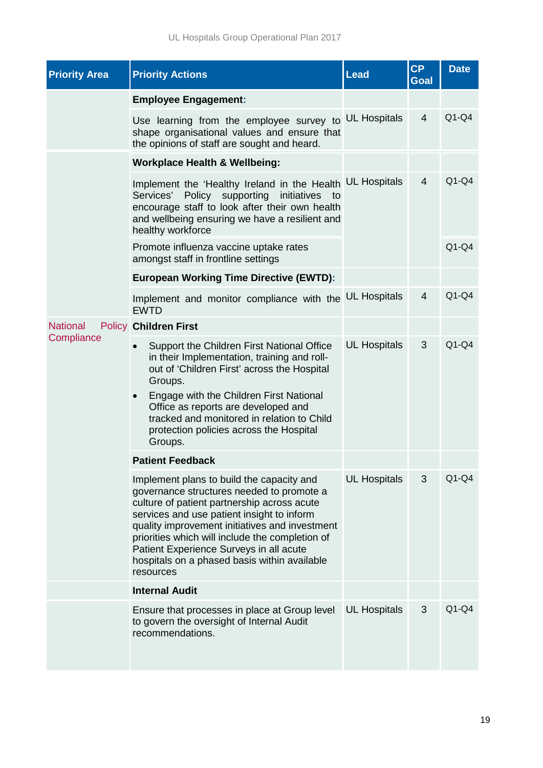| Priority Area | Priority Actions | Lead | CP Goal | Date |
|---|---|---|---|---|
| | **Employee Engagement:** | | | |
| | Use learning from the employee survey to shape organisational values and ensure that the opinions of staff are sought and heard. | UL Hospitals | 4 | Q1-Q4 |
| | **Workplace Health & Wellbeing:** | | | |
| | Implement the 'Healthy Ireland in the Health Services' Policy supporting initiatives to encourage staff to look after their own health and wellbeing ensuring we have a resilient and healthy workforce | UL Hospitals | 4 | Q1-Q4 |
| | Promote influenza vaccine uptake rates amongst staff in frontline settings | | | Q1-Q4 |
| | **European Working Time Directive (EWTD):** | | | |
| | Implement and monitor compliance with the EWTD | UL Hospitals | 4 | Q1-Q4 |
| National Policy Compliance | **Children First** | | | |
| | • Support the Children First National Office in their Implementation, training and roll-out of 'Children First' across the Hospital Groups.<br>• Engage with the Children First National Office as reports are developed and tracked and monitored in relation to Child protection policies across the Hospital Groups. | UL Hospitals | 3 | Q1-Q4 |
| | **Patient Feedback** | | | |
| | Implement plans to build the capacity and governance structures needed to promote a culture of patient partnership across acute services and use patient insight to inform quality improvement initiatives and investment priorities which will include the completion of Patient Experience Surveys in all acute hospitals on a phased basis within available resources | UL Hospitals | 3 | Q1-Q4 |
| | **Internal Audit** | | | |
| | Ensure that processes in place at Group level to govern the oversight of Internal Audit recommendations. | UL Hospitals | 3 | Q1-Q4 |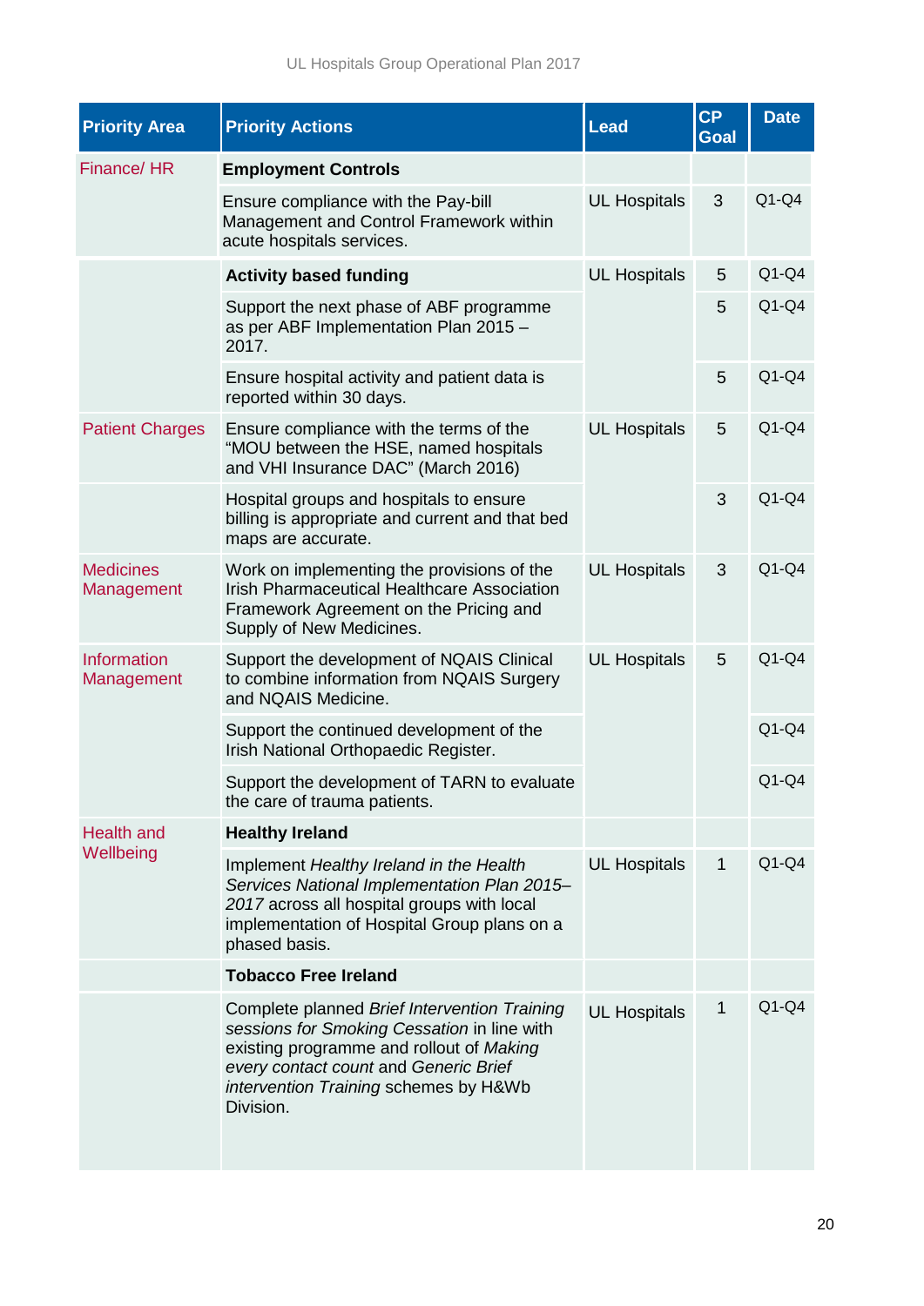| Priority Area | Priority Actions | Lead | CP Goal | Date |
|---|---|---|---|---|
| Finance/ HR | **Employment Controls** | | | |
| | Ensure compliance with the Pay-bill Management and Control Framework within acute hospitals services. | UL Hospitals | 3 | Q1-Q4 |
| | **Activity based funding** | UL Hospitals | 5 | Q1-Q4 |
| | Support the next phase of ABF programme as per ABF Implementation Plan 2015 – 2017. | | 5 | Q1-Q4 |
| | Ensure hospital activity and patient data is reported within 30 days. | | 5 | Q1-Q4 |
| Patient Charges | Ensure compliance with the terms of the "MOU between the HSE, named hospitals and VHI Insurance DAC" (March 2016) | UL Hospitals | 5 | Q1-Q4 |
| | Hospital groups and hospitals to ensure billing is appropriate and current and that bed maps are accurate. | | 3 | Q1-Q4 |
| Medicines Management | Work on implementing the provisions of the Irish Pharmaceutical Healthcare Association Framework Agreement on the Pricing and Supply of New Medicines. | UL Hospitals | 3 | Q1-Q4 |
| Information Management | Support the development of NQAIS Clinical to combine information from NQAIS Surgery and NQAIS Medicine. | UL Hospitals | 5 | Q1-Q4 |
| | Support the continued development of the Irish National Orthopaedic Register. | | | Q1-Q4 |
| | Support the development of TARN to evaluate the care of trauma patients. | | | Q1-Q4 |
| Health and Wellbeing | **Healthy Ireland** | | | |
| | Implement *Healthy Ireland in the Health Services National Implementation Plan 2015–2017* across all hospital groups with local implementation of Hospital Group plans on a phased basis. | UL Hospitals | 1 | Q1-Q4 |
| | **Tobacco Free Ireland** | | | |
| | Complete planned *Brief Intervention Training sessions for Smoking Cessation* in line with existing programme and rollout of *Making every contact count* and *Generic Brief intervention Training* schemes by H&Wb Division. | UL Hospitals | 1 | Q1-Q4 |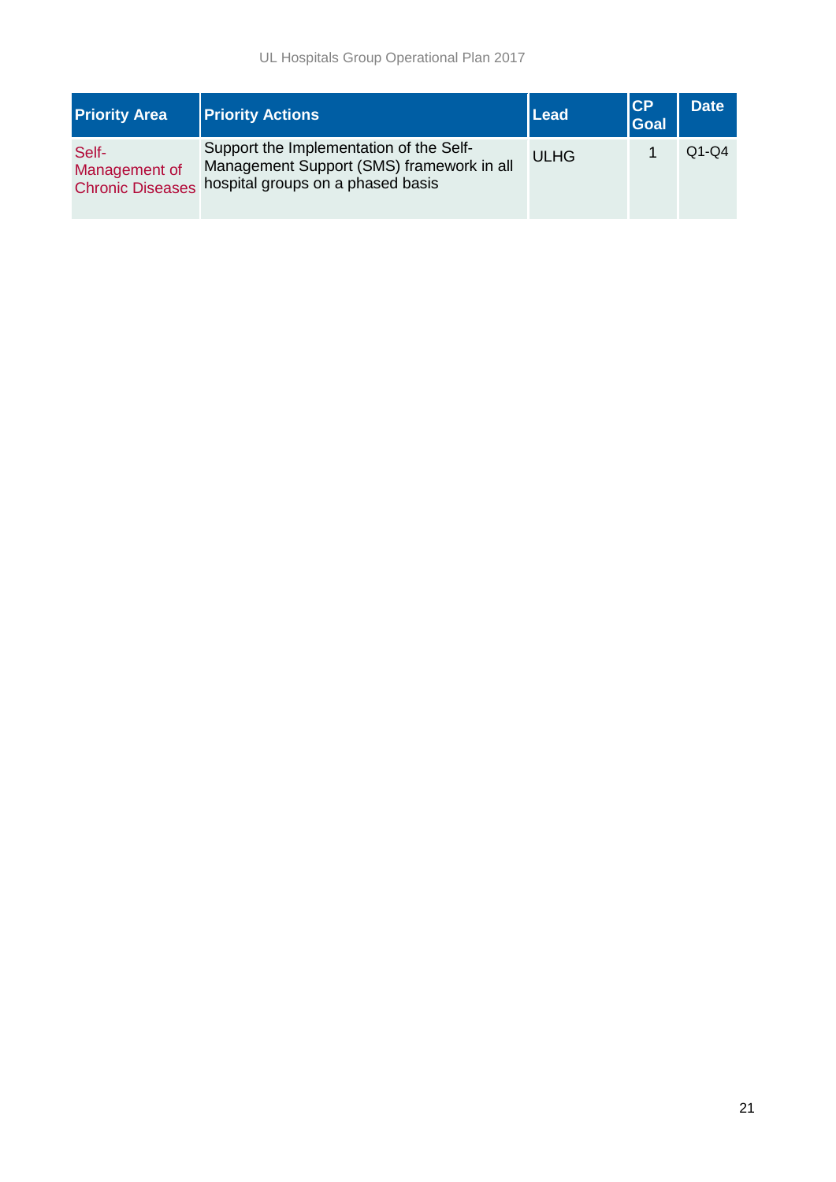| Priority Area | Priority Actions | Lead | CP Goal | Date |
|---|---|---|---|---|
| Self-Management of Chronic Diseases | Support the Implementation of the Self-Management Support (SMS) framework in all hospital groups on a phased basis | ULHG | 1 | Q1-Q4 |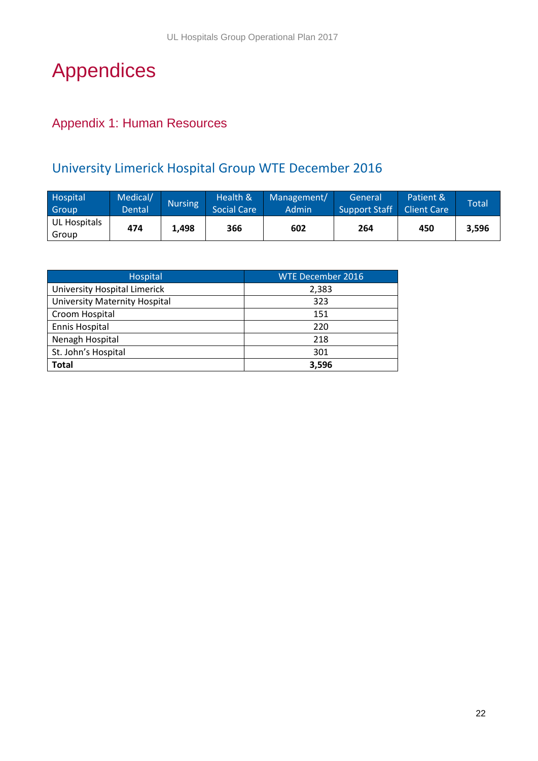# Appendices

## Appendix 1: Human Resources

### University Limerick Hospital Group WTE December 2016

| Hospital Group | Medical/ Dental | Nursing | Health & Social Care | Management/ Admin | General Support Staff | Patient & Client Care | Total |
|---|---|---|---|---|---|---|---|
| UL Hospitals Group | **474** | **1,498** | **366** | **602** | **264** | **450** | **3,596** |

| Hospital | WTE December 2016 |
|---|---|
| University Hospital Limerick | 2,383 |
| University Maternity Hospital | 323 |
| Croom Hospital | 151 |
| Ennis Hospital | 220 |
| Nenagh Hospital | 218 |
| St. John's Hospital | 301 |
| **Total** | **3,596** |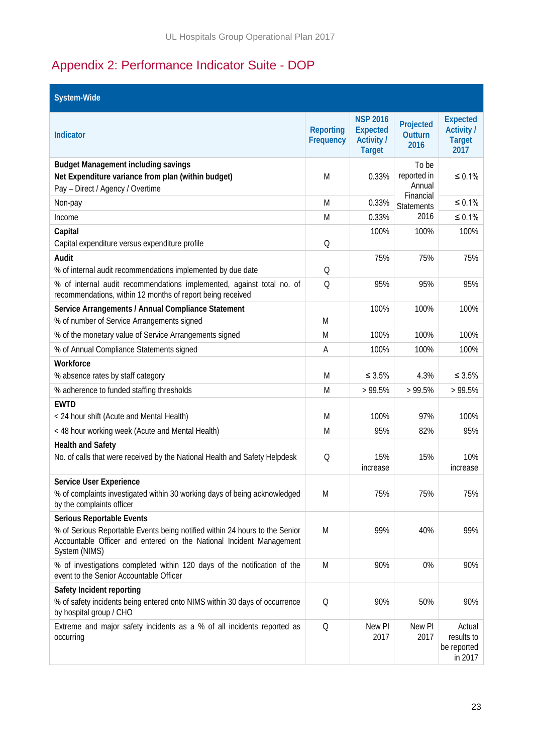## Appendix 2: Performance Indicator Suite - DOP

| System-Wide | | | | |
|---|---|---|---|---|
| **Indicator** | **Reporting Frequency** | **NSP 2016 Expected Activity / Target** | **Projected Outturn 2016** | **Expected Activity / Target 2017** |
| **Budget Management including savings**<br>**Net Expenditure variance from plan (within budget)**<br>Pay – Direct / Agency / Overtime | M | 0.33% | To be reported in Annual Financial Statements 2016 | ≤ 0.1% |
| Non-pay | M | 0.33% | | ≤ 0.1% |
| Income | M | 0.33% | | ≤ 0.1% |
| **Capital**<br>Capital expenditure versus expenditure profile | Q | 100% | 100% | 100% |
| **Audit**<br>% of internal audit recommendations implemented by due date | Q | 75% | 75% | 75% |
| % of internal audit recommendations implemented, against total no. of recommendations, within 12 months of report being received | Q | 95% | 95% | 95% |
| **Service Arrangements / Annual Compliance Statement**<br>% of number of Service Arrangements signed | M | 100% | 100% | 100% |
| % of the monetary value of Service Arrangements signed | M | 100% | 100% | 100% |
| % of Annual Compliance Statements signed | A | 100% | 100% | 100% |
| **Workforce**<br>% absence rates by staff category | M | ≤ 3.5% | 4.3% | ≤ 3.5% |
| % adherence to funded staffing thresholds | M | > 99.5% | > 99.5% | > 99.5% |
| **EWTD**<br>< 24 hour shift (Acute and Mental Health) | M | 100% | 97% | 100% |
| < 48 hour working week (Acute and Mental Health) | M | 95% | 82% | 95% |
| **Health and Safety**<br>No. of calls that were received by the National Health and Safety Helpdesk | Q | 15% increase | 15% | 10% increase |
| **Service User Experience**<br>% of complaints investigated within 30 working days of being acknowledged by the complaints officer | M | 75% | 75% | 75% |
| **Serious Reportable Events**<br>% of Serious Reportable Events being notified within 24 hours to the Senior Accountable Officer and entered on the National Incident Management System (NIMS) | M | 99% | 40% | 99% |
| % of investigations completed within 120 days of the notification of the event to the Senior Accountable Officer | M | 90% | 0% | 90% |
| **Safety Incident reporting**<br>% of safety incidents being entered onto NIMS within 30 days of occurrence by hospital group / CHO | Q | 90% | 50% | 90% |
| Extreme and major safety incidents as a % of all incidents reported as occurring | Q | New PI 2017 | New PI 2017 | Actual results to be reported in 2017 |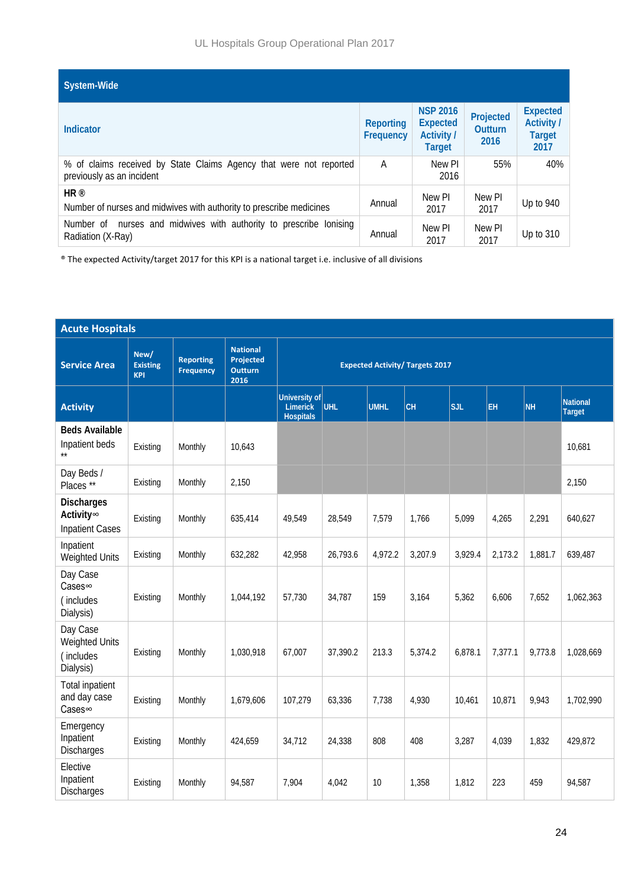| System-Wide | | | | |
|---|---|---|---|---|
| **Indicator** | **Reporting Frequency** | **NSP 2016 Expected Activity / Target** | **Projected Outturn 2016** | **Expected Activity / Target 2017** |
| % of claims received by State Claims Agency that were not reported previously as an incident | A | New PI 2016 | 55% | 40% |
| **HR ®**<br>Number of nurses and midwives with authority to prescribe medicines | Annual | New PI 2017 | New PI 2017 | Up to 940 |
| Number of nurses and midwives with authority to prescribe Ionising Radiation (X-Ray) | Annual | New PI 2017 | New PI 2017 | Up to 310 |

® The expected Activity/target 2017 for this KPI is a national target i.e. inclusive of all divisions

| Acute Hospitals | | | | | | | | | | | |
|---|---|---|---|---|---|---|---|---|---|---|---|
| **Service Area** | **New/ Existing KPI** | **Reporting Frequency** | **National Projected Outturn 2016** | **Expected Activity/ Targets 2017** | | | | | | | |
| **Activity** | | | | **University of Limerick Hospitals** | **UHL** | **UMHL** | **CH** | **SJL** | **EH** | **NH** | **National Target** |
| **Beds Available**<br>Inpatient beds ** | Existing | Monthly | 10,643 | | | | | | | | 10,681 |
| Day Beds / Places ** | Existing | Monthly | 2,150 | | | | | | | | 2,150 |
| **Discharges Activity∞**<br>Inpatient Cases | Existing | Monthly | 635,414 | 49,549 | 28,549 | 7,579 | 1,766 | 5,099 | 4,265 | 2,291 | 640,627 |
| Inpatient Weighted Units | Existing | Monthly | 632,282 | 42,958 | 26,793.6 | 4,972.2 | 3,207.9 | 3,929.4 | 2,173.2 | 1,881.7 | 639,487 |
| Day Case Cases∞ ( includes Dialysis) | Existing | Monthly | 1,044,192 | 57,730 | 34,787 | 159 | 3,164 | 5,362 | 6,606 | 7,652 | 1,062,363 |
| Day Case Weighted Units ( includes Dialysis) | Existing | Monthly | 1,030,918 | 67,007 | 37,390.2 | 213.3 | 5,374.2 | 6,878.1 | 7,377.1 | 9,773.8 | 1,028,669 |
| Total inpatient and day case Cases∞ | Existing | Monthly | 1,679,606 | 107,279 | 63,336 | 7,738 | 4,930 | 10,461 | 10,871 | 9,943 | 1,702,990 |
| Emergency Inpatient Discharges | Existing | Monthly | 424,659 | 34,712 | 24,338 | 808 | 408 | 3,287 | 4,039 | 1,832 | 429,872 |
| Elective Inpatient Discharges | Existing | Monthly | 94,587 | 7,904 | 4,042 | 10 | 1,358 | 1,812 | 223 | 459 | 94,587 |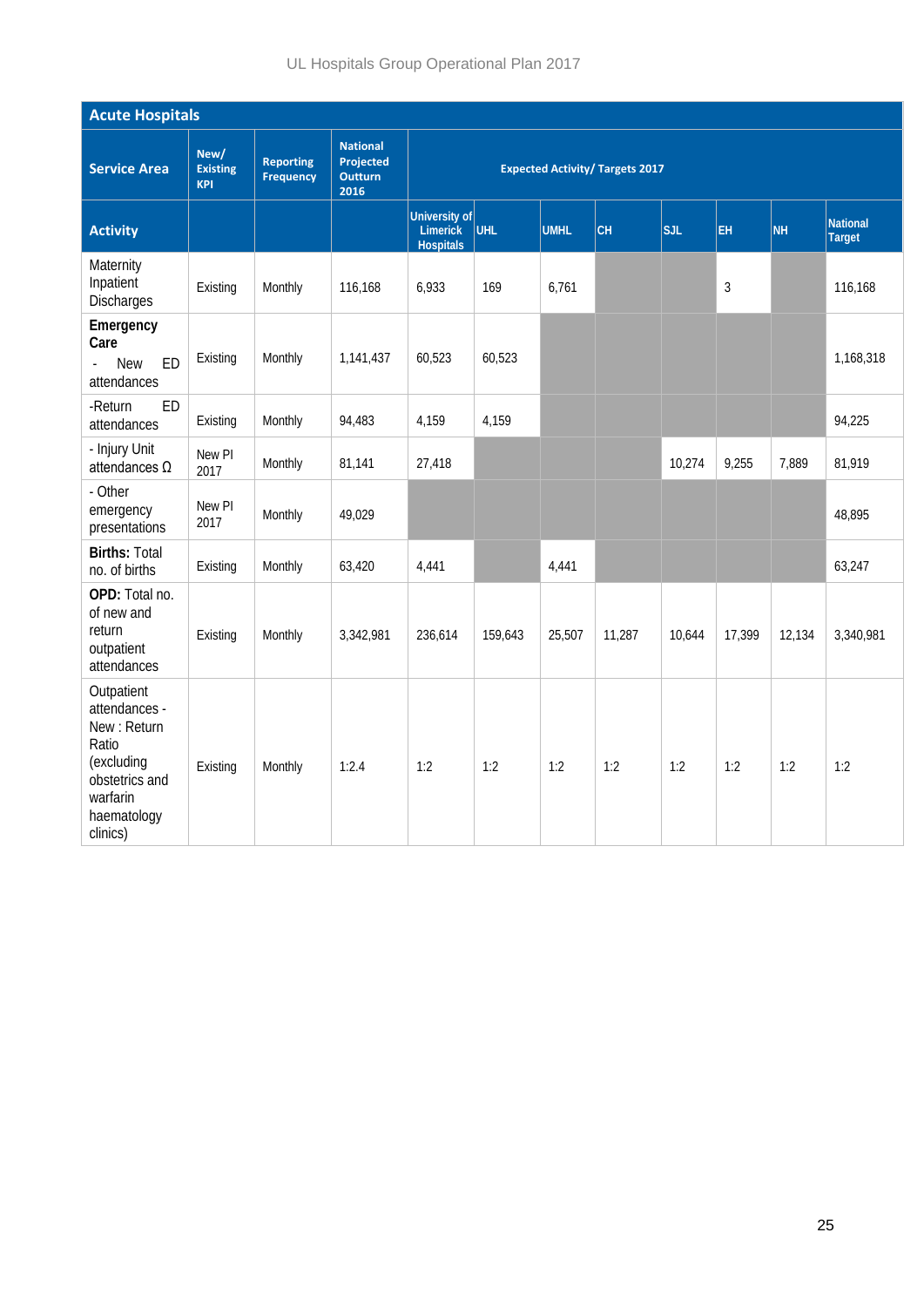| Acute Hospitals | | | | | | | | | | | |
|---|---|---|---|---|---|---|---|---|---|---|---|
| **Service Area** | **New/ Existing KPI** | **Reporting Frequency** | **National Projected Outturn 2016** | **Expected Activity/ Targets 2017** | | | | | | | |
| **Activity** | | | | **University of Limerick Hospitals** | **UHL** | **UMHL** | **CH** | **SJL** | **EH** | **NH** | **National Target** |
| Maternity Inpatient Discharges | Existing | Monthly | 116,168 | 6,933 | 169 | 6,761 | | | 3 | | 116,168 |
| **Emergency Care** - New ED attendances | Existing | Monthly | 1,141,437 | 60,523 | 60,523 | | | | | | 1,168,318 |
| -Return ED attendances | Existing | Monthly | 94,483 | 4,159 | 4,159 | | | | | | 94,225 |
| - Injury Unit attendances Ω | New PI 2017 | Monthly | 81,141 | 27,418 | | | | 10,274 | 9,255 | 7,889 | 81,919 |
| - Other emergency presentations | New PI 2017 | Monthly | 49,029 | | | | | | | | 48,895 |
| **Births:** Total no. of births | Existing | Monthly | 63,420 | 4,441 | | 4,441 | | | | | 63,247 |
| **OPD:** Total no. of new and return outpatient attendances | Existing | Monthly | 3,342,981 | 236,614 | 159,643 | 25,507 | 11,287 | 10,644 | 17,399 | 12,134 | 3,340,981 |
| Outpatient attendances - New : Return Ratio (excluding obstetrics and warfarin haematology clinics) | Existing | Monthly | 1:2.4 | 1:2 | 1:2 | 1:2 | 1:2 | 1:2 | 1:2 | 1:2 | 1:2 |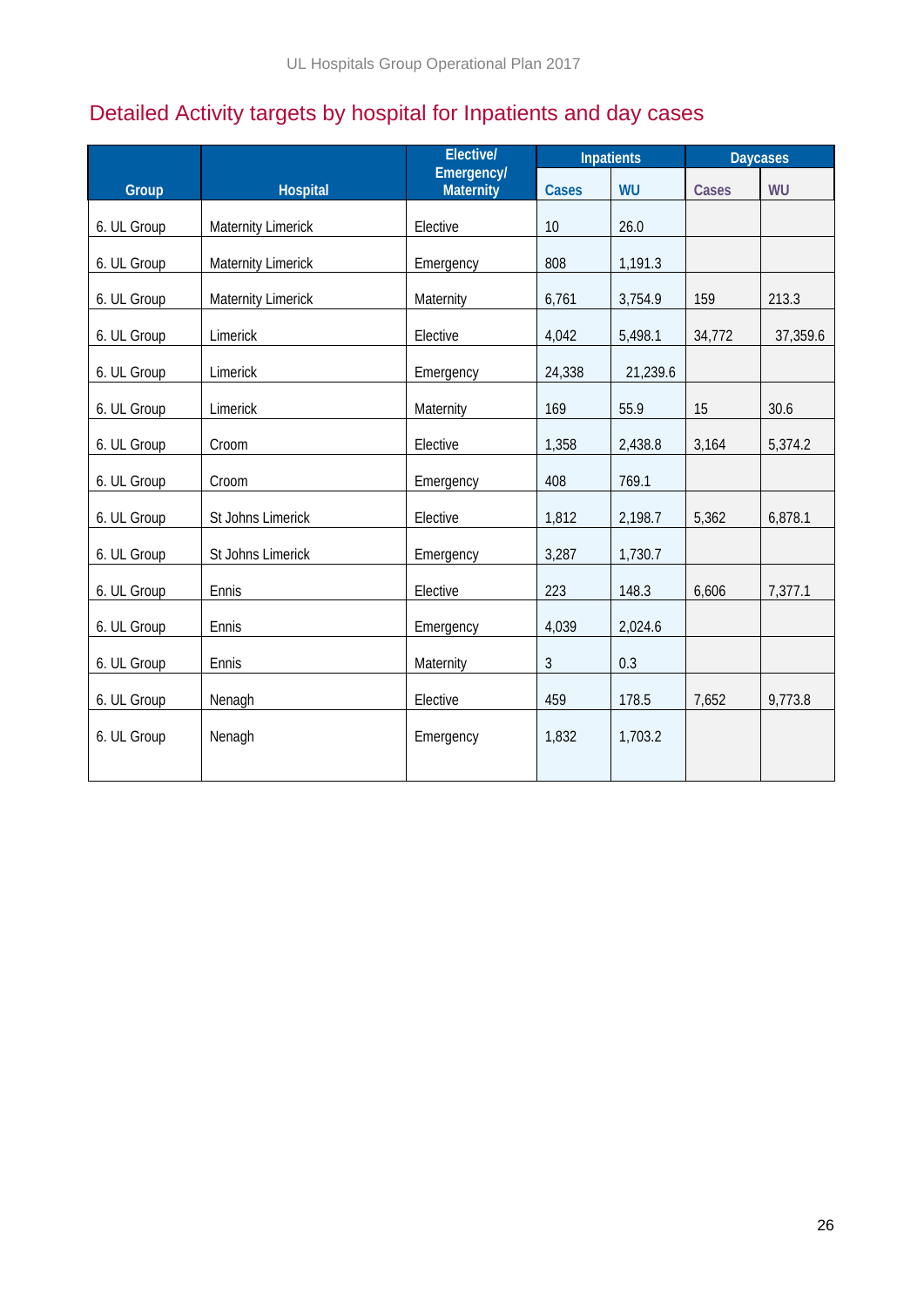## Detailed Activity targets by hospital for Inpatients and day cases

| Group | Hospital | Elective/ Emergency/ Maternity | Inpatients | | Daycases | |
|---|---|---|---|---|---|---|
| | | | Cases | WU | Cases | WU |
| 6. UL Group | Maternity Limerick | Elective | 10 | 26.0 | | |
| 6. UL Group | Maternity Limerick | Emergency | 808 | 1,191.3 | | |
| 6. UL Group | Maternity Limerick | Maternity | 6,761 | 3,754.9 | 159 | 213.3 |
| 6. UL Group | Limerick | Elective | 4,042 | 5,498.1 | 34,772 | 37,359.6 |
| 6. UL Group | Limerick | Emergency | 24,338 | 21,239.6 | | |
| 6. UL Group | Limerick | Maternity | 169 | 55.9 | 15 | 30.6 |
| 6. UL Group | Croom | Elective | 1,358 | 2,438.8 | 3,164 | 5,374.2 |
| 6. UL Group | Croom | Emergency | 408 | 769.1 | | |
| 6. UL Group | St Johns Limerick | Elective | 1,812 | 2,198.7 | 5,362 | 6,878.1 |
| 6. UL Group | St Johns Limerick | Emergency | 3,287 | 1,730.7 | | |
| 6. UL Group | Ennis | Elective | 223 | 148.3 | 6,606 | 7,377.1 |
| 6. UL Group | Ennis | Emergency | 4,039 | 2,024.6 | | |
| 6. UL Group | Ennis | Maternity | 3 | 0.3 | | |
| 6. UL Group | Nenagh | Elective | 459 | 178.5 | 7,652 | 9,773.8 |
| 6. UL Group | Nenagh | Emergency | 1,832 | 1,703.2 | | |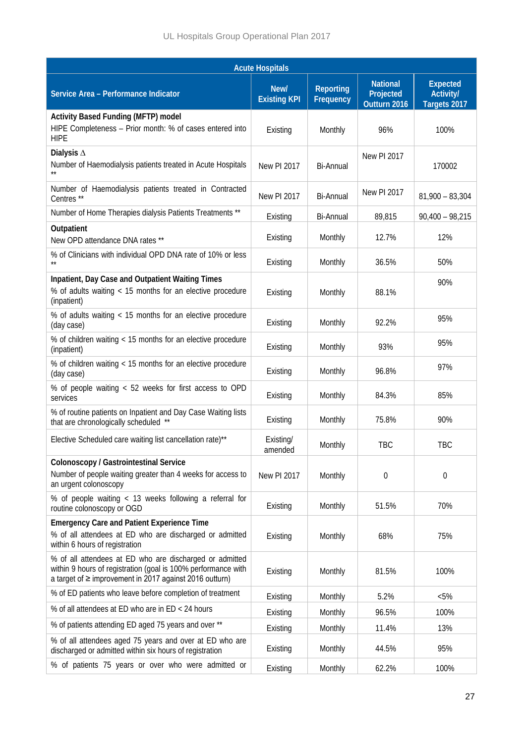| Acute Hospitals | | | | |
|---|---|---|---|---|
| Service Area – Performance Indicator | New/ Existing KPI | Reporting Frequency | National Projected Outturn 2016 | Expected Activity/ Targets 2017 |
| **Activity Based Funding (MFTP) model**<br>HIPE Completeness – Prior month: % of cases entered into HIPE | Existing | Monthly | 96% | 100% |
| **Dialysis ∆**<br>Number of Haemodialysis patients treated in Acute Hospitals ** | New PI 2017 | Bi-Annual | New PI 2017 | 170002 |
| Number of Haemodialysis patients treated in Contracted Centres ** | New PI 2017 | Bi-Annual | New PI 2017 | 81,900 – 83,304 |
| Number of Home Therapies dialysis Patients Treatments ** | Existing | Bi-Annual | 89,815 | 90,400 – 98,215 |
| **Outpatient**<br>New OPD attendance DNA rates ** | Existing | Monthly | 12.7% | 12% |
| % of Clinicians with individual OPD DNA rate of 10% or less ** | Existing | Monthly | 36.5% | 50% |
| **Inpatient, Day Case and Outpatient Waiting Times**<br>% of adults waiting < 15 months for an elective procedure (inpatient) | Existing | Monthly | 88.1% | 90% |
| % of adults waiting < 15 months for an elective procedure (day case) | Existing | Monthly | 92.2% | 95% |
| % of children waiting < 15 months for an elective procedure (inpatient) | Existing | Monthly | 93% | 95% |
| % of children waiting < 15 months for an elective procedure (day case) | Existing | Monthly | 96.8% | 97% |
| % of people waiting < 52 weeks for first access to OPD services | Existing | Monthly | 84.3% | 85% |
| % of routine patients on Inpatient and Day Case Waiting lists that are chronologically scheduled ** | Existing | Monthly | 75.8% | 90% |
| Elective Scheduled care waiting list cancellation rate)** | Existing/ amended | Monthly | TBC | TBC |
| **Colonoscopy / Gastrointestinal Service**<br>Number of people waiting greater than 4 weeks for access to an urgent colonoscopy | New PI 2017 | Monthly | 0 | 0 |
| % of people waiting < 13 weeks following a referral for routine colonoscopy or OGD | Existing | Monthly | 51.5% | 70% |
| **Emergency Care and Patient Experience Time**<br>% of all attendees at ED who are discharged or admitted within 6 hours of registration | Existing | Monthly | 68% | 75% |
| % of all attendees at ED who are discharged or admitted within 9 hours of registration (goal is 100% performance with a target of ≥ improvement in 2017 against 2016 outturn) | Existing | Monthly | 81.5% | 100% |
| % of ED patients who leave before completion of treatment | Existing | Monthly | 5.2% | <5% |
| % of all attendees at ED who are in ED < 24 hours | Existing | Monthly | 96.5% | 100% |
| % of patients attending ED aged 75 years and over ** | Existing | Monthly | 11.4% | 13% |
| % of all attendees aged 75 years and over at ED who are discharged or admitted within six hours of registration | Existing | Monthly | 44.5% | 95% |
| % of patients 75 years or over who were admitted or | Existing | Monthly | 62.2% | 100% |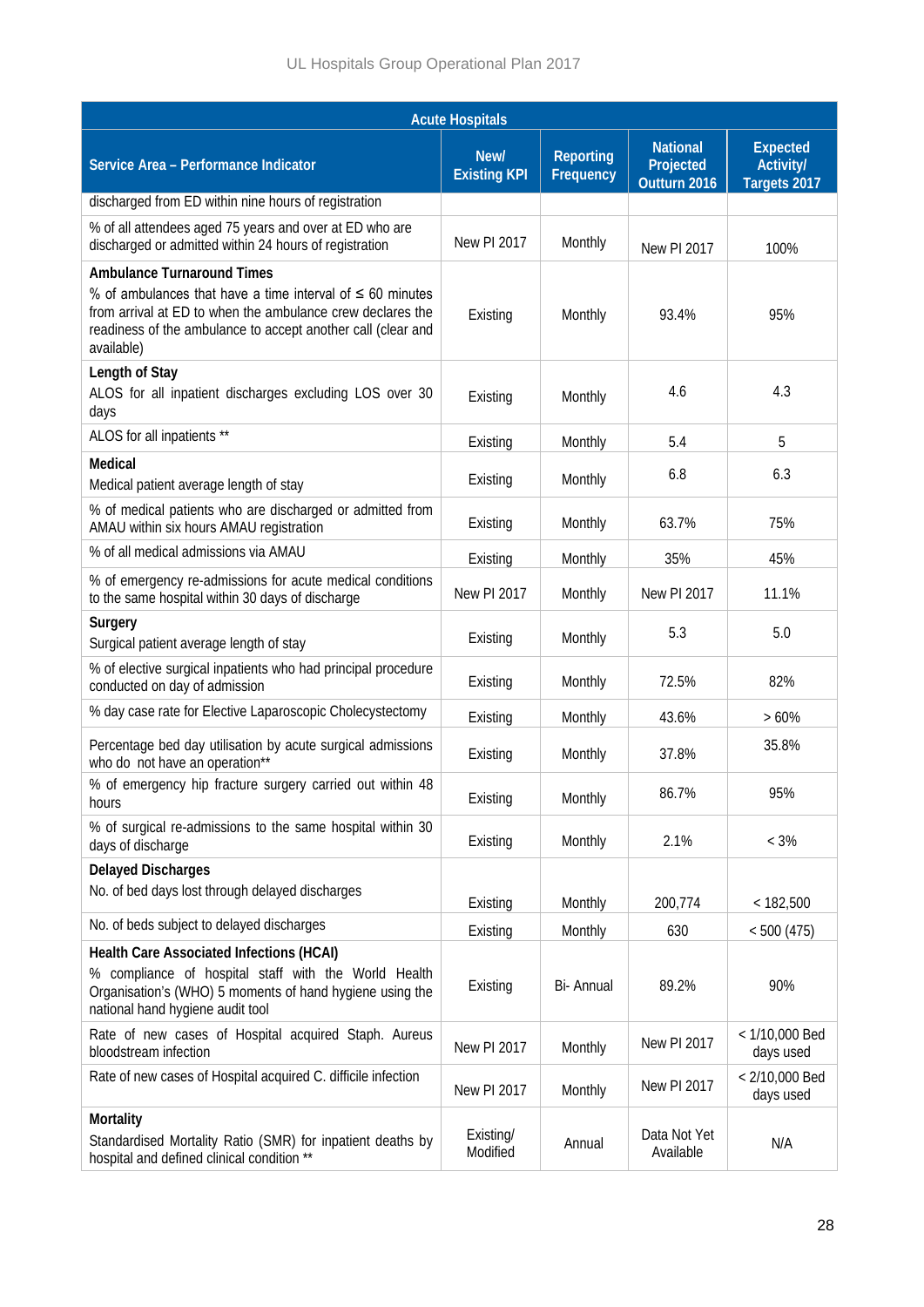| Acute Hospitals | | | | |
|---|---|---|---|---|
| **Service Area – Performance Indicator** | **New/ Existing KPI** | **Reporting Frequency** | **National Projected Outturn 2016** | **Expected Activity/ Targets 2017** |
| discharged from ED within nine hours of registration | | | | |
| % of all attendees aged 75 years and over at ED who are discharged or admitted within 24 hours of registration | New PI 2017 | Monthly | New PI 2017 | 100% |
| **Ambulance Turnaround Times**<br>% of ambulances that have a time interval of ≤ 60 minutes from arrival at ED to when the ambulance crew declares the readiness of the ambulance to accept another call (clear and available) | Existing | Monthly | 93.4% | 95% |
| **Length of Stay**<br>ALOS for all inpatient discharges excluding LOS over 30 days | Existing | Monthly | 4.6 | 4.3 |
| ALOS for all inpatients ** | Existing | Monthly | 5.4 | 5 |
| **Medical**<br>Medical patient average length of stay | Existing | Monthly | 6.8 | 6.3 |
| % of medical patients who are discharged or admitted from AMAU within six hours AMAU registration | Existing | Monthly | 63.7% | 75% |
| % of all medical admissions via AMAU | Existing | Monthly | 35% | 45% |
| % of emergency re-admissions for acute medical conditions to the same hospital within 30 days of discharge | New PI 2017 | Monthly | New PI 2017 | 11.1% |
| **Surgery**<br>Surgical patient average length of stay | Existing | Monthly | 5.3 | 5.0 |
| % of elective surgical inpatients who had principal procedure conducted on day of admission | Existing | Monthly | 72.5% | 82% |
| % day case rate for Elective Laparoscopic Cholecystectomy | Existing | Monthly | 43.6% | > 60% |
| Percentage bed day utilisation by acute surgical admissions who do not have an operation** | Existing | Monthly | 37.8% | 35.8% |
| % of emergency hip fracture surgery carried out within 48 hours | Existing | Monthly | 86.7% | 95% |
| % of surgical re-admissions to the same hospital within 30 days of discharge | Existing | Monthly | 2.1% | < 3% |
| **Delayed Discharges**<br>No. of bed days lost through delayed discharges | Existing | Monthly | 200,774 | < 182,500 |
| No. of beds subject to delayed discharges | Existing | Monthly | 630 | < 500 (475) |
| **Health Care Associated Infections (HCAI)**<br>% compliance of hospital staff with the World Health Organisation's (WHO) 5 moments of hand hygiene using the national hand hygiene audit tool | Existing | Bi- Annual | 89.2% | 90% |
| Rate of new cases of Hospital acquired Staph. Aureus bloodstream infection | New PI 2017 | Monthly | New PI 2017 | < 1/10,000 Bed days used |
| Rate of new cases of Hospital acquired C. difficile infection | New PI 2017 | Monthly | New PI 2017 | < 2/10,000 Bed days used |
| **Mortality**<br>Standardised Mortality Ratio (SMR) for inpatient deaths by hospital and defined clinical condition ** | Existing/ Modified | Annual | Data Not Yet Available | N/A |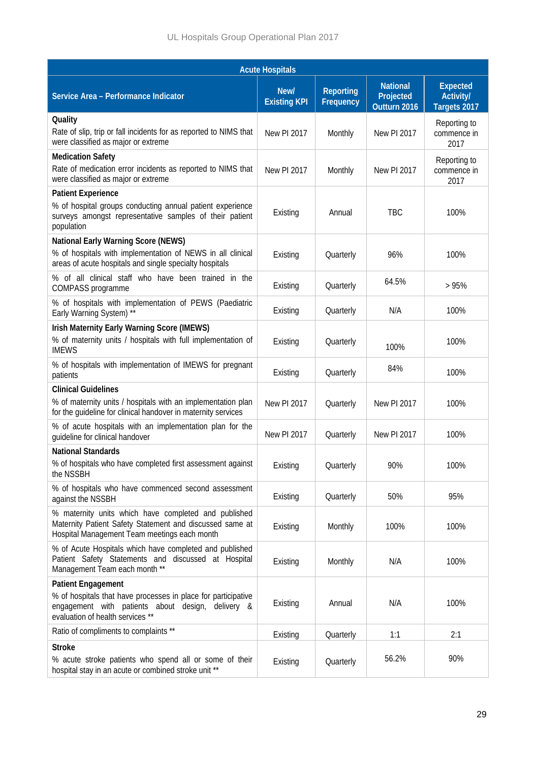| Acute Hospitals | | | | |
|---|---|---|---|---|
| Service Area – Performance Indicator | New/ Existing KPI | Reporting Frequency | National Projected Outturn 2016 | Expected Activity/ Targets 2017 |
| **Quality**<br>Rate of slip, trip or fall incidents for as reported to NIMS that were classified as major or extreme | New PI 2017 | Monthly | New PI 2017 | Reporting to commence in 2017 |
| **Medication Safety**<br>Rate of medication error incidents as reported to NIMS that were classified as major or extreme | New PI 2017 | Monthly | New PI 2017 | Reporting to commence in 2017 |
| **Patient Experience**<br>% of hospital groups conducting annual patient experience surveys amongst representative samples of their patient population | Existing | Annual | TBC | 100% |
| **National Early Warning Score (NEWS)**<br>% of hospitals with implementation of NEWS in all clinical areas of acute hospitals and single specialty hospitals | Existing | Quarterly | 96% | 100% |
| % of all clinical staff who have been trained in the COMPASS programme | Existing | Quarterly | 64.5% | > 95% |
| % of hospitals with implementation of PEWS (Paediatric Early Warning System) ** | Existing | Quarterly | N/A | 100% |
| **Irish Maternity Early Warning Score (IMEWS)**<br>% of maternity units / hospitals with full implementation of IMEWS | Existing | Quarterly | 100% | 100% |
| % of hospitals with implementation of IMEWS for pregnant patients | Existing | Quarterly | 84% | 100% |
| **Clinical Guidelines**<br>% of maternity units / hospitals with an implementation plan for the guideline for clinical handover in maternity services | New PI 2017 | Quarterly | New PI 2017 | 100% |
| % of acute hospitals with an implementation plan for the guideline for clinical handover | New PI 2017 | Quarterly | New PI 2017 | 100% |
| **National Standards**<br>% of hospitals who have completed first assessment against the NSSBH | Existing | Quarterly | 90% | 100% |
| % of hospitals who have commenced second assessment against the NSSBH | Existing | Quarterly | 50% | 95% |
| % maternity units which have completed and published Maternity Patient Safety Statement and discussed same at Hospital Management Team meetings each month | Existing | Monthly | 100% | 100% |
| % of Acute Hospitals which have completed and published Patient Safety Statements and discussed at Hospital Management Team each month ** | Existing | Monthly | N/A | 100% |
| **Patient Engagement**<br>% of hospitals that have processes in place for participative engagement with patients about design, delivery & evaluation of health services ** | Existing | Annual | N/A | 100% |
| Ratio of compliments to complaints ** | Existing | Quarterly | 1:1 | 2:1 |
| **Stroke**<br>% acute stroke patients who spend all or some of their hospital stay in an acute or combined stroke unit ** | Existing | Quarterly | 56.2% | 90% |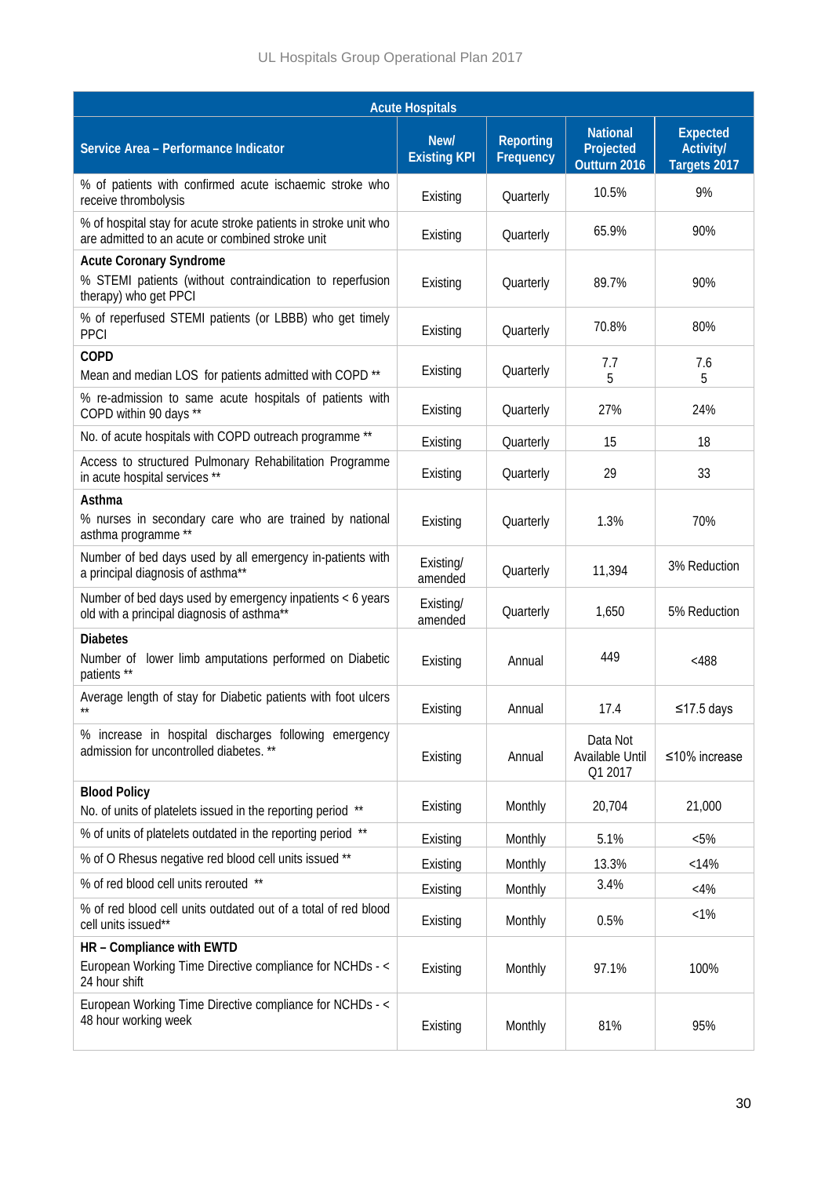| Acute Hospitals | | | | |
|---|---|---|---|---|
| Service Area – Performance Indicator | New/ Existing KPI | Reporting Frequency | National Projected Outturn 2016 | Expected Activity/ Targets 2017 |
| % of patients with confirmed acute ischaemic stroke who receive thrombolysis | Existing | Quarterly | 10.5% | 9% |
| % of hospital stay for acute stroke patients in stroke unit who are admitted to an acute or combined stroke unit | Existing | Quarterly | 65.9% | 90% |
| **Acute Coronary Syndrome**<br>% STEMI patients (without contraindication to reperfusion therapy) who get PPCI | Existing | Quarterly | 89.7% | 90% |
| % of reperfused STEMI patients (or LBBB) who get timely PPCI | Existing | Quarterly | 70.8% | 80% |
| **COPD**<br>Mean and median LOS for patients admitted with COPD ** | Existing | Quarterly | 7.7<br>5 | 7.6<br>5 |
| % re-admission to same acute hospitals of patients with COPD within 90 days ** | Existing | Quarterly | 27% | 24% |
| No. of acute hospitals with COPD outreach programme ** | Existing | Quarterly | 15 | 18 |
| Access to structured Pulmonary Rehabilitation Programme in acute hospital services ** | Existing | Quarterly | 29 | 33 |
| **Asthma**<br>% nurses in secondary care who are trained by national asthma programme ** | Existing | Quarterly | 1.3% | 70% |
| Number of bed days used by all emergency in-patients with a principal diagnosis of asthma** | Existing/ amended | Quarterly | 11,394 | 3% Reduction |
| Number of bed days used by emergency inpatients < 6 years old with a principal diagnosis of asthma** | Existing/ amended | Quarterly | 1,650 | 5% Reduction |
| **Diabetes**<br>Number of lower limb amputations performed on Diabetic patients ** | Existing | Annual | 449 | <488 |
| Average length of stay for Diabetic patients with foot ulcers ** | Existing | Annual | 17.4 | ≤17.5 days |
| % increase in hospital discharges following emergency admission for uncontrolled diabetes. ** | Existing | Annual | Data Not Available Until Q1 2017 | ≤10% increase |
| **Blood Policy**<br>No. of units of platelets issued in the reporting period ** | Existing | Monthly | 20,704 | 21,000 |
| % of units of platelets outdated in the reporting period ** | Existing | Monthly | 5.1% | <5% |
| % of O Rhesus negative red blood cell units issued ** | Existing | Monthly | 13.3% | <14% |
| % of red blood cell units rerouted ** | Existing | Monthly | 3.4% | <4% |
| % of red blood cell units outdated out of a total of red blood cell units issued** | Existing | Monthly | 0.5% | <1% |
| **HR – Compliance with EWTD**<br>European Working Time Directive compliance for NCHDs - < 24 hour shift | Existing | Monthly | 97.1% | 100% |
| European Working Time Directive compliance for NCHDs - < 48 hour working week | Existing | Monthly | 81% | 95% |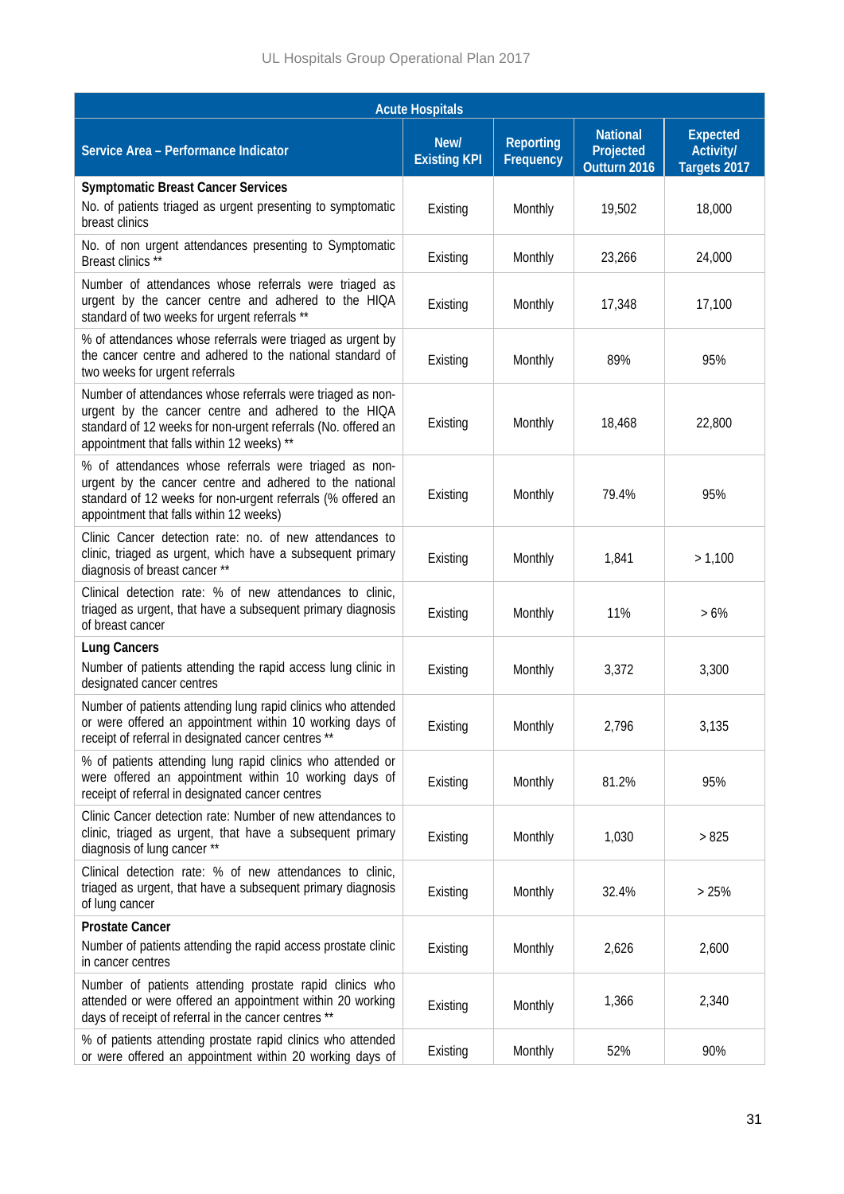| Acute Hospitals | | | | |
|---|---|---|---|---|
| **Service Area – Performance Indicator** | **New/ Existing KPI** | **Reporting Frequency** | **National Projected Outturn 2016** | **Expected Activity/ Targets 2017** |
| **Symptomatic Breast Cancer Services**<br>No. of patients triaged as urgent presenting to symptomatic breast clinics | Existing | Monthly | 19,502 | 18,000 |
| No. of non urgent attendances presenting to Symptomatic Breast clinics ** | Existing | Monthly | 23,266 | 24,000 |
| Number of attendances whose referrals were triaged as urgent by the cancer centre and adhered to the HIQA standard of two weeks for urgent referrals ** | Existing | Monthly | 17,348 | 17,100 |
| % of attendances whose referrals were triaged as urgent by the cancer centre and adhered to the national standard of two weeks for urgent referrals | Existing | Monthly | 89% | 95% |
| Number of attendances whose referrals were triaged as non-urgent by the cancer centre and adhered to the HIQA standard of 12 weeks for non-urgent referrals (No. offered an appointment that falls within 12 weeks) ** | Existing | Monthly | 18,468 | 22,800 |
| % of attendances whose referrals were triaged as non-urgent by the cancer centre and adhered to the national standard of 12 weeks for non-urgent referrals (% offered an appointment that falls within 12 weeks) | Existing | Monthly | 79.4% | 95% |
| Clinic Cancer detection rate: no. of new attendances to clinic, triaged as urgent, which have a subsequent primary diagnosis of breast cancer ** | Existing | Monthly | 1,841 | > 1,100 |
| Clinical detection rate: % of new attendances to clinic, triaged as urgent, that have a subsequent primary diagnosis of breast cancer | Existing | Monthly | 11% | > 6% |
| **Lung Cancers**<br>Number of patients attending the rapid access lung clinic in designated cancer centres | Existing | Monthly | 3,372 | 3,300 |
| Number of patients attending lung rapid clinics who attended or were offered an appointment within 10 working days of receipt of referral in designated cancer centres ** | Existing | Monthly | 2,796 | 3,135 |
| % of patients attending lung rapid clinics who attended or were offered an appointment within 10 working days of receipt of referral in designated cancer centres | Existing | Monthly | 81.2% | 95% |
| Clinic Cancer detection rate: Number of new attendances to clinic, triaged as urgent, that have a subsequent primary diagnosis of lung cancer ** | Existing | Monthly | 1,030 | > 825 |
| Clinical detection rate: % of new attendances to clinic, triaged as urgent, that have a subsequent primary diagnosis of lung cancer | Existing | Monthly | 32.4% | > 25% |
| **Prostate Cancer**<br>Number of patients attending the rapid access prostate clinic in cancer centres | Existing | Monthly | 2,626 | 2,600 |
| Number of patients attending prostate rapid clinics who attended or were offered an appointment within 20 working days of receipt of referral in the cancer centres ** | Existing | Monthly | 1,366 | 2,340 |
| % of patients attending prostate rapid clinics who attended or were offered an appointment within 20 working days of | Existing | Monthly | 52% | 90% |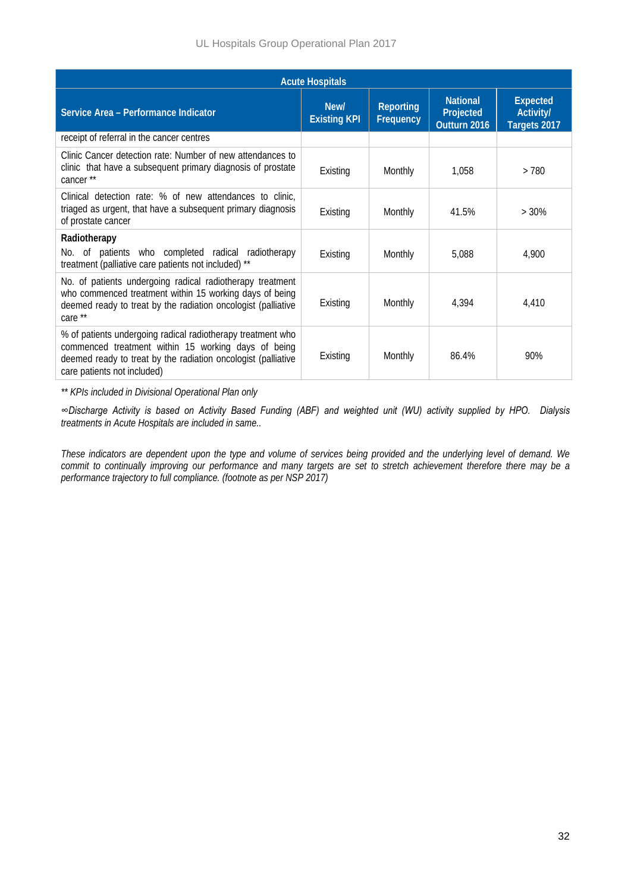| Acute Hospitals | | | | |
|---|---|---|---|---|
| **Service Area – Performance Indicator** | **New/ Existing KPI** | **Reporting Frequency** | **National Projected Outturn 2016** | **Expected Activity/ Targets 2017** |
| receipt of referral in the cancer centres | | | | |
| Clinic Cancer detection rate: Number of new attendances to clinic that have a subsequent primary diagnosis of prostate cancer ** | Existing | Monthly | 1,058 | > 780 |
| Clinical detection rate: % of new attendances to clinic, triaged as urgent, that have a subsequent primary diagnosis of prostate cancer | Existing | Monthly | 41.5% | > 30% |
| **Radiotherapy**<br>No. of patients who completed radical radiotherapy treatment (palliative care patients not included) ** | Existing | Monthly | 5,088 | 4,900 |
| No. of patients undergoing radical radiotherapy treatment who commenced treatment within 15 working days of being deemed ready to treat by the radiation oncologist (palliative care ** | Existing | Monthly | 4,394 | 4,410 |
| % of patients undergoing radical radiotherapy treatment who commenced treatment within 15 working days of being deemed ready to treat by the radiation oncologist (palliative care patients not included) | Existing | Monthly | 86.4% | 90% |

*** KPIs included in Divisional Operational Plan only*

*∞Discharge Activity is based on Activity Based Funding (ABF) and weighted unit (WU) activity supplied by HPO. Dialysis treatments in Acute Hospitals are included in same..*

*These indicators are dependent upon the type and volume of services being provided and the underlying level of demand. We commit to continually improving our performance and many targets are set to stretch achievement therefore there may be a performance trajectory to full compliance. (footnote as per NSP 2017)*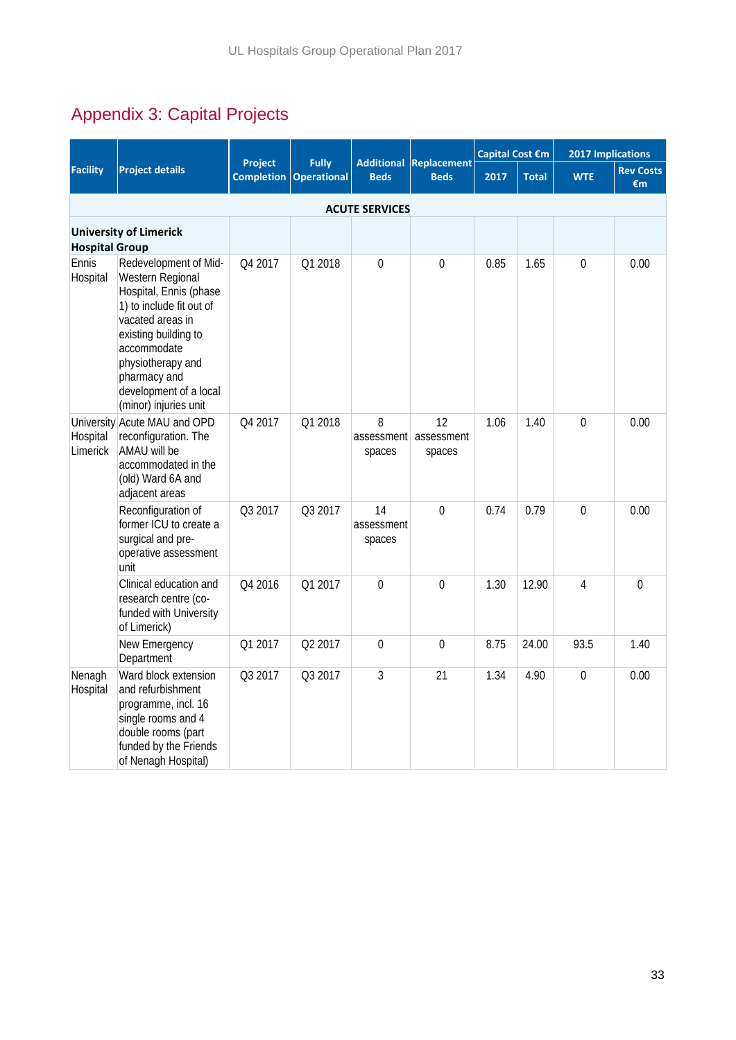# Appendix 3: Capital Projects

| Facility | Project details | Project Completion | Fully Operational | Additional Beds | Replacement Beds | Capital Cost €m | | 2017 Implications | |
|---|---|---|---|---|---|---|---|---|---|
| | | | | | | 2017 | Total | WTE | Rev Costs €m |
| **ACUTE SERVICES** | | | | | | | | | |
| **University of Limerick Hospital Group** | | | | | | | | | |
| Ennis Hospital | Redevelopment of Mid-Western Regional Hospital, Ennis (phase 1) to include fit out of vacated areas in existing building to accommodate physiotherapy and pharmacy and development of a local (minor) injuries unit | Q4 2017 | Q1 2018 | 0 | 0 | 0.85 | 1.65 | 0 | 0.00 |
| University Hospital Limerick | Acute MAU and OPD reconfiguration. The AMAU will be accommodated in the (old) Ward 6A and adjacent areas | Q4 2017 | Q1 2018 | 8 assessment spaces | 12 assessment spaces | 1.06 | 1.40 | 0 | 0.00 |
| | Reconfiguration of former ICU to create a surgical and pre-operative assessment unit | Q3 2017 | Q3 2017 | 14 assessment spaces | 0 | 0.74 | 0.79 | 0 | 0.00 |
| | Clinical education and research centre (co-funded with University of Limerick) | Q4 2016 | Q1 2017 | 0 | 0 | 1.30 | 12.90 | 4 | 0 |
| | New Emergency Department | Q1 2017 | Q2 2017 | 0 | 0 | 8.75 | 24.00 | 93.5 | 1.40 |
| Nenagh Hospital | Ward block extension and refurbishment programme, incl. 16 single rooms and 4 double rooms (part funded by the Friends of Nenagh Hospital) | Q3 2017 | Q3 2017 | 3 | 21 | 1.34 | 4.90 | 0 | 0.00 |